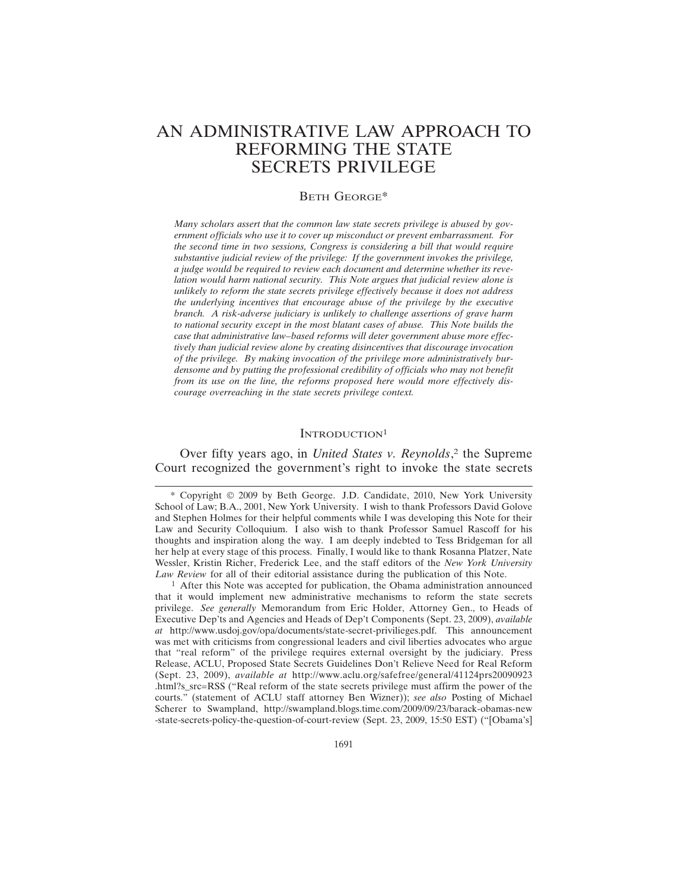# AN ADMINISTRATIVE LAW APPROACH TO REFORMING THE STATE SECRETS PRIVILEGE

BETH GEORGE*

*Many scholars assert that the common law state secrets privilege is abused by government officials who use it to cover up misconduct or prevent embarrassment. For the second time in two sessions, Congress is considering a bill that would require substantive judicial review of the privilege: If the government invokes the privilege, a judge would be required to review each document and determine whether its revelation would harm national security. This Note argues that judicial review alone is unlikely to reform the state secrets privilege effectively because it does not address the underlying incentives that encourage abuse of the privilege by the executive branch. A risk-adverse judiciary is unlikely to challenge assertions of grave harm to national security except in the most blatant cases of abuse. This Note builds the case that administrative law–based reforms will deter government abuse more effectively than judicial review alone by creating disincentives that discourage invocation of the privilege. By making invocation of the privilege more administratively burdensome and by putting the professional credibility of officials who may not benefit from its use on the line, the reforms proposed here would more effectively discourage overreaching in the state secrets privilege context.*

## INTRODUCTION[1]

Over fifty years ago, in *United States v. Reynolds*,[2] the Supreme Court recognized the government's right to invoke the state secrets

---

\* Copyright © 2009 by Beth George. J.D. Candidate, 2010, New York University School of Law; B.A., 2001, New York University. I wish to thank Professors David Golove and Stephen Holmes for their helpful comments while I was developing this Note for their Law and Security Colloquium. I also wish to thank Professor Samuel Rascoff for his thoughts and inspiration along the way. I am deeply indebted to Tess Bridgeman for all her help at every stage of this process. Finally, I would like to thank Rosanna Platzer, Nate Wessler, Kristin Richer, Frederick Lee, and the staff editors of the *New York University Law Review* for all of their editorial assistance during the publication of this Note.

[1] After this Note was accepted for publication, the Obama administration announced that it would implement new administrative mechanisms to reform the state secrets privilege. *See generally* Memorandum from Eric Holder, Attorney Gen., to Heads of Executive Dep'ts and Agencies and Heads of Dep't Components (Sept. 23, 2009), *available at* http://www.usdoj.gov/opa/documents/state-secret-privilieges.pdf. This announcement was met with criticisms from congressional leaders and civil liberties advocates who argue that "real reform" of the privilege requires external oversight by the judiciary. Press Release, ACLU, Proposed State Secrets Guidelines Don't Relieve Need for Real Reform (Sept. 23, 2009), *available at* http://www.aclu.org/safefree/general/41124prs20090923.html?s_src=RSS ("Real reform of the state secrets privilege must affirm the power of the courts." (statement of ACLU staff attorney Ben Wizner)); *see also* Posting of Michael Scherer to Swampland, http://swampland.blogs.time.com/2009/09/23/barack-obamas-new-state-secrets-policy-the-question-of-court-review (Sept. 23, 2009, 15:50 EST) ("[Obama's]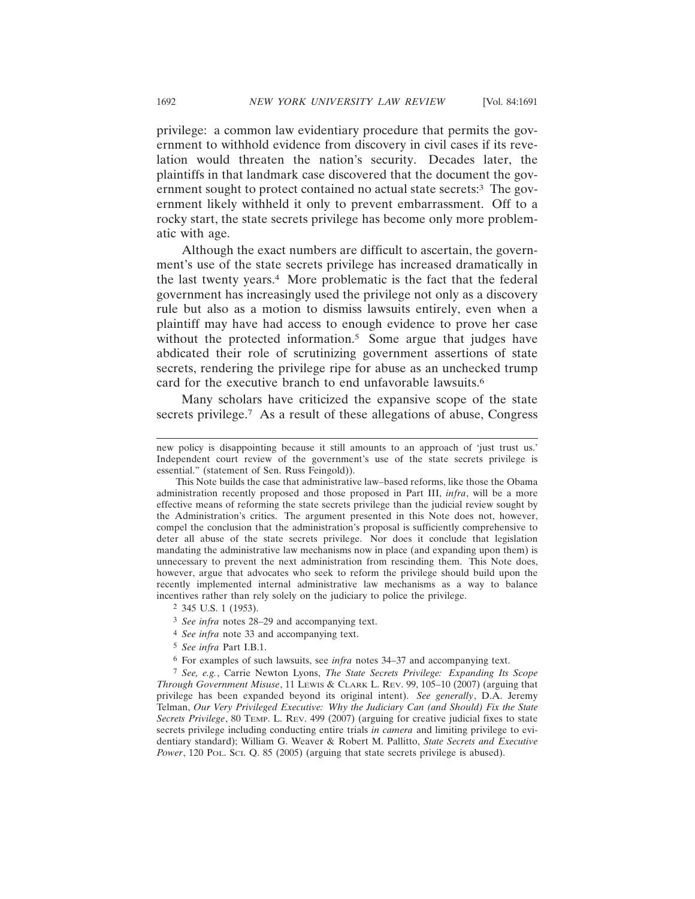privilege: a common law evidentiary procedure that permits the government to withhold evidence from discovery in civil cases if its revelation would threaten the nation's security. Decades later, the plaintiffs in that landmark case discovered that the document the government sought to protect contained no actual state secrets:[3] The government likely withheld it only to prevent embarrassment. Off to a rocky start, the state secrets privilege has become only more problematic with age.

Although the exact numbers are difficult to ascertain, the government's use of the state secrets privilege has increased dramatically in the last twenty years.[4] More problematic is the fact that the federal government has increasingly used the privilege not only as a discovery rule but also as a motion to dismiss lawsuits entirely, even when a plaintiff may have had access to enough evidence to prove her case without the protected information.[5] Some argue that judges have abdicated their role of scrutinizing government assertions of state secrets, rendering the privilege ripe for abuse as an unchecked trump card for the executive branch to end unfavorable lawsuits.[6]

Many scholars have criticized the expansive scope of the state secrets privilege.[7] As a result of these allegations of abuse, Congress

---

new policy is disappointing because it still amounts to an approach of 'just trust us.' Independent court review of the government's use of the state secrets privilege is essential." (statement of Sen. Russ Feingold)).

This Note builds the case that administrative law–based reforms, like those the Obama administration recently proposed and those proposed in Part III, *infra*, will be a more effective means of reforming the state secrets privilege than the judicial review sought by the Administration's critics. The argument presented in this Note does not, however, compel the conclusion that the administration's proposal is sufficiently comprehensive to deter all abuse of the state secrets privilege. Nor does it conclude that legislation mandating the administrative law mechanisms now in place (and expanding upon them) is unnecessary to prevent the next administration from rescinding them. This Note does, however, argue that advocates who seek to reform the privilege should build upon the recently implemented internal administrative law mechanisms as a way to balance incentives rather than rely solely on the judiciary to police the privilege.

[2] 345 U.S. 1 (1953).

[3] *See infra* notes 28–29 and accompanying text.

[4] *See infra* note 33 and accompanying text.

[5] *See infra* Part I.B.1.

[6] For examples of such lawsuits, see *infra* notes 34–37 and accompanying text.

[7] *See, e.g.*, Carrie Newton Lyons, *The State Secrets Privilege: Expanding Its Scope Through Government Misuse*, 11 LEWIS & CLARK L. REV. 99, 105–10 (2007) (arguing that privilege has been expanded beyond its original intent). *See generally*, D.A. Jeremy Telman, *Our Very Privileged Executive: Why the Judiciary Can (and Should) Fix the State Secrets Privilege*, 80 TEMP. L. REV. 499 (2007) (arguing for creative judicial fixes to state secrets privilege including conducting entire trials *in camera* and limiting privilege to evidentiary standard); William G. Weaver & Robert M. Pallitto, *State Secrets and Executive Power*, 120 POL. SCI. Q. 85 (2005) (arguing that state secrets privilege is abused).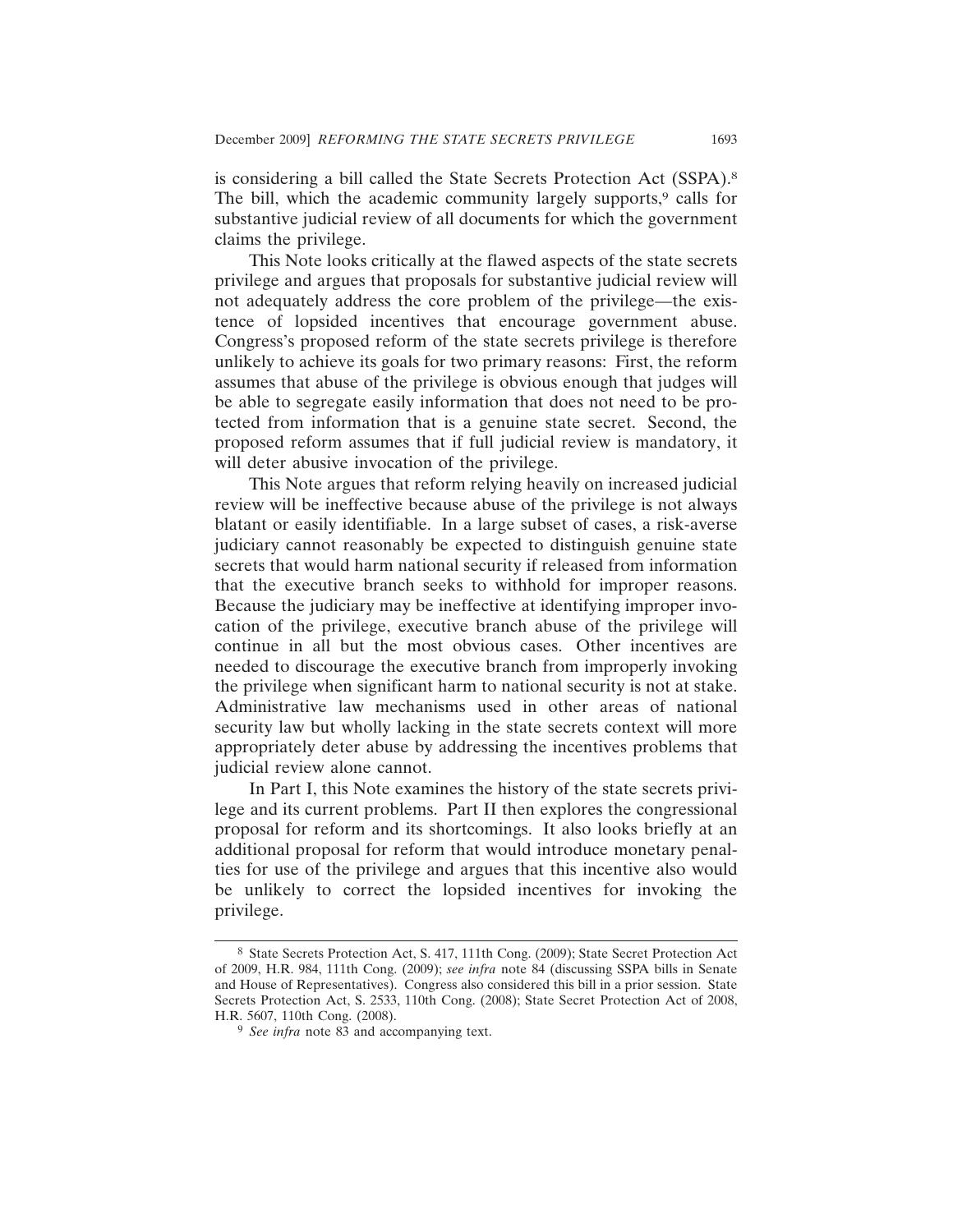is considering a bill called the State Secrets Protection Act (SSPA).[8] The bill, which the academic community largely supports,[9] calls for substantive judicial review of all documents for which the government claims the privilege.

This Note looks critically at the flawed aspects of the state secrets privilege and argues that proposals for substantive judicial review will not adequately address the core problem of the privilege—the existence of lopsided incentives that encourage government abuse. Congress's proposed reform of the state secrets privilege is therefore unlikely to achieve its goals for two primary reasons: First, the reform assumes that abuse of the privilege is obvious enough that judges will be able to segregate easily information that does not need to be protected from information that is a genuine state secret. Second, the proposed reform assumes that if full judicial review is mandatory, it will deter abusive invocation of the privilege.

This Note argues that reform relying heavily on increased judicial review will be ineffective because abuse of the privilege is not always blatant or easily identifiable. In a large subset of cases, a risk-averse judiciary cannot reasonably be expected to distinguish genuine state secrets that would harm national security if released from information that the executive branch seeks to withhold for improper reasons. Because the judiciary may be ineffective at identifying improper invocation of the privilege, executive branch abuse of the privilege will continue in all but the most obvious cases. Other incentives are needed to discourage the executive branch from improperly invoking the privilege when significant harm to national security is not at stake. Administrative law mechanisms used in other areas of national security law but wholly lacking in the state secrets context will more appropriately deter abuse by addressing the incentives problems that judicial review alone cannot.

In Part I, this Note examines the history of the state secrets privilege and its current problems. Part II then explores the congressional proposal for reform and its shortcomings. It also looks briefly at an additional proposal for reform that would introduce monetary penalties for use of the privilege and argues that this incentive also would be unlikely to correct the lopsided incentives for invoking the privilege.

---

[8] State Secrets Protection Act, S. 417, 111th Cong. (2009); State Secret Protection Act of 2009, H.R. 984, 111th Cong. (2009); *see infra* note 84 (discussing SSPA bills in Senate and House of Representatives). Congress also considered this bill in a prior session. State Secrets Protection Act, S. 2533, 110th Cong. (2008); State Secret Protection Act of 2008, H.R. 5607, 110th Cong. (2008).

[9] *See infra* note 83 and accompanying text.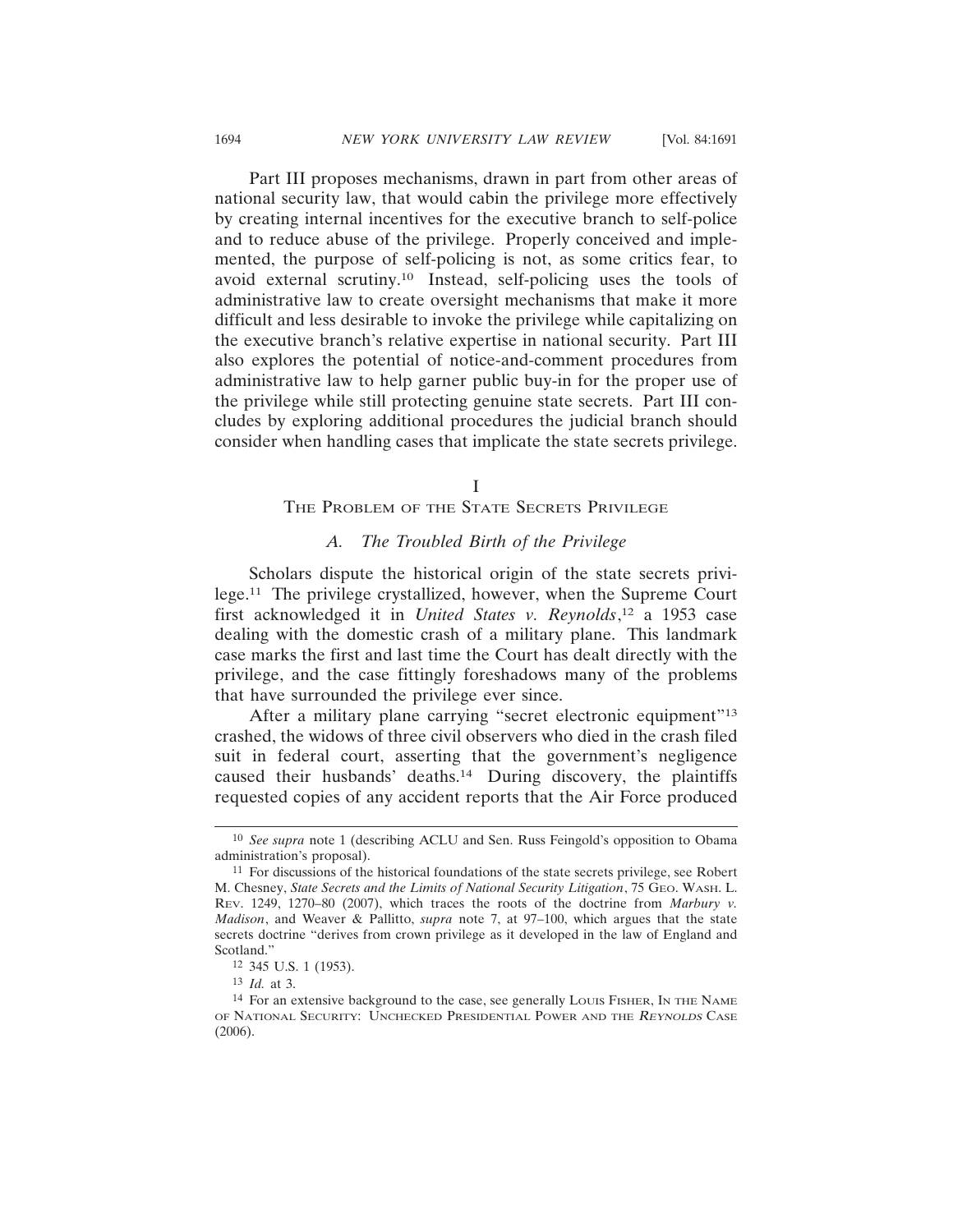Part III proposes mechanisms, drawn in part from other areas of national security law, that would cabin the privilege more effectively by creating internal incentives for the executive branch to self-police and to reduce abuse of the privilege. Properly conceived and implemented, the purpose of self-policing is not, as some critics fear, to avoid external scrutiny.[10] Instead, self-policing uses the tools of administrative law to create oversight mechanisms that make it more difficult and less desirable to invoke the privilege while capitalizing on the executive branch's relative expertise in national security. Part III also explores the potential of notice-and-comment procedures from administrative law to help garner public buy-in for the proper use of the privilege while still protecting genuine state secrets. Part III concludes by exploring additional procedures the judicial branch should consider when handling cases that implicate the state secrets privilege.

## I
## The Problem of the State Secrets Privilege

### *A. The Troubled Birth of the Privilege*

Scholars dispute the historical origin of the state secrets privilege.[11] The privilege crystallized, however, when the Supreme Court first acknowledged it in *United States v. Reynolds*,[12] a 1953 case dealing with the domestic crash of a military plane. This landmark case marks the first and last time the Court has dealt directly with the privilege, and the case fittingly foreshadows many of the problems that have surrounded the privilege ever since.

After a military plane carrying "secret electronic equipment"[13] crashed, the widows of three civil observers who died in the crash filed suit in federal court, asserting that the government's negligence caused their husbands' deaths.[14] During discovery, the plaintiffs requested copies of any accident reports that the Air Force produced

---

[10] *See supra* note 1 (describing ACLU and Sen. Russ Feingold's opposition to Obama administration's proposal).

[11] For discussions of the historical foundations of the state secrets privilege, see Robert M. Chesney, *State Secrets and the Limits of National Security Litigation*, 75 Geo. Wash. L. Rev. 1249, 1270–80 (2007), which traces the roots of the doctrine from *Marbury v. Madison*, and Weaver & Pallitto, *supra* note 7, at 97–100, which argues that the state secrets doctrine "derives from crown privilege as it developed in the law of England and Scotland."

[12] 345 U.S. 1 (1953).

[13] *Id.* at 3.

[14] For an extensive background to the case, see generally Louis Fisher, In the Name of National Security: Unchecked Presidential Power and the *Reynolds* Case (2006).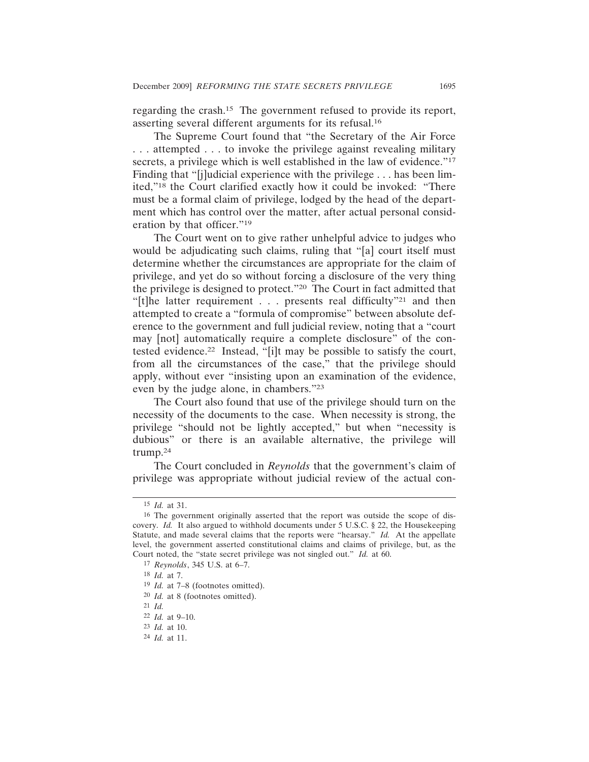regarding the crash.[15] The government refused to provide its report, asserting several different arguments for its refusal.[16]

The Supreme Court found that "the Secretary of the Air Force . . . attempted . . . to invoke the privilege against revealing military secrets, a privilege which is well established in the law of evidence."[17] Finding that "[j]udicial experience with the privilege . . . has been limited,"[18] the Court clarified exactly how it could be invoked: "There must be a formal claim of privilege, lodged by the head of the department which has control over the matter, after actual personal consideration by that officer."[19]

The Court went on to give rather unhelpful advice to judges who would be adjudicating such claims, ruling that "[a] court itself must determine whether the circumstances are appropriate for the claim of privilege, and yet do so without forcing a disclosure of the very thing the privilege is designed to protect."[20] The Court in fact admitted that "[t]he latter requirement . . . presents real difficulty"[21] and then attempted to create a "formula of compromise" between absolute deference to the government and full judicial review, noting that a "court may [not] automatically require a complete disclosure" of the contested evidence.[22] Instead, "[i]t may be possible to satisfy the court, from all the circumstances of the case," that the privilege should apply, without ever "insisting upon an examination of the evidence, even by the judge alone, in chambers."[23]

The Court also found that use of the privilege should turn on the necessity of the documents to the case. When necessity is strong, the privilege "should not be lightly accepted," but when "necessity is dubious" or there is an available alternative, the privilege will trump.[24]

The Court concluded in *Reynolds* that the government's claim of privilege was appropriate without judicial review of the actual con-

---

[15] *Id.* at 31.

[16] The government originally asserted that the report was outside the scope of discovery. *Id.* It also argued to withhold documents under 5 U.S.C. § 22, the Housekeeping Statute, and made several claims that the reports were "hearsay." *Id.* At the appellate level, the government asserted constitutional claims and claims of privilege, but, as the Court noted, the "state secret privilege was not singled out." *Id.* at 60.

[17] *Reynolds*, 345 U.S. at 6–7.

[18] *Id.* at 7.

[19] *Id.* at 7–8 (footnotes omitted).

[20] *Id.* at 8 (footnotes omitted).

[21] *Id.*

[22] *Id.* at 9–10.

[23] *Id.* at 10.

[24] *Id.* at 11.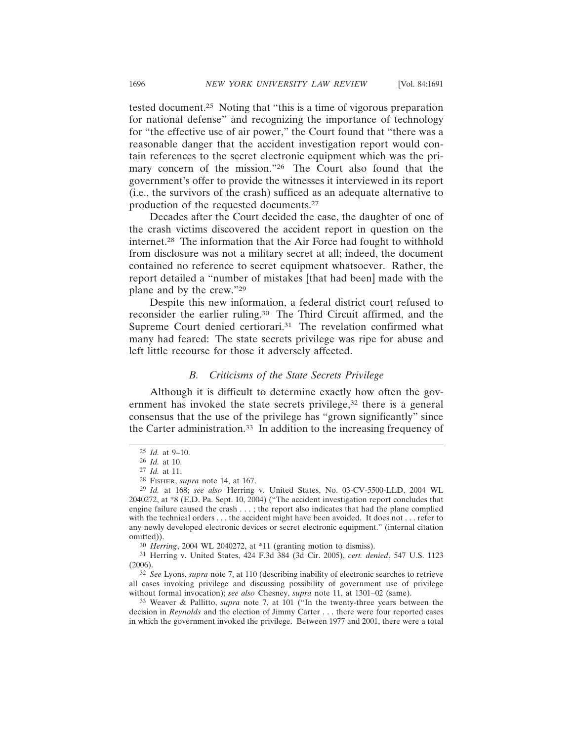tested document.[25] Noting that "this is a time of vigorous preparation for national defense" and recognizing the importance of technology for "the effective use of air power," the Court found that "there was a reasonable danger that the accident investigation report would contain references to the secret electronic equipment which was the primary concern of the mission."[26] The Court also found that the government's offer to provide the witnesses it interviewed in its report (i.e., the survivors of the crash) sufficed as an adequate alternative to production of the requested documents.[27]

Decades after the Court decided the case, the daughter of one of the crash victims discovered the accident report in question on the internet.[28] The information that the Air Force had fought to withhold from disclosure was not a military secret at all; indeed, the document contained no reference to secret equipment whatsoever. Rather, the report detailed a "number of mistakes [that had been] made with the plane and by the crew."[29]

Despite this new information, a federal district court refused to reconsider the earlier ruling.[30] The Third Circuit affirmed, and the Supreme Court denied certiorari.[31] The revelation confirmed what many had feared: The state secrets privilege was ripe for abuse and left little recourse for those it adversely affected.

### *B. Criticisms of the State Secrets Privilege*

Although it is difficult to determine exactly how often the government has invoked the state secrets privilege,[32] there is a general consensus that the use of the privilege has "grown significantly" since the Carter administration.[33] In addition to the increasing frequency of

---

[25] *Id.* at 9–10.

[26] *Id.* at 10.

[27] *Id.* at 11.

[28] FISHER, *supra* note 14, at 167.

[29] *Id.* at 168; *see also* Herring v. United States, No. 03-CV-5500-LLD, 2004 WL 2040272, at *8 (E.D. Pa. Sept. 10, 2004) ("The accident investigation report concludes that engine failure caused the crash . . . ; the report also indicates that had the plane complied with the technical orders . . . the accident might have been avoided. It does not . . . refer to any newly developed electronic devices or secret electronic equipment." (internal citation omitted)).

[30] *Herring*, 2004 WL 2040272, at *11 (granting motion to dismiss).

[31] Herring v. United States, 424 F.3d 384 (3d Cir. 2005), *cert. denied*, 547 U.S. 1123 (2006).

[32] *See* Lyons, *supra* note 7, at 110 (describing inability of electronic searches to retrieve all cases invoking privilege and discussing possibility of government use of privilege without formal invocation); *see also* Chesney, *supra* note 11, at 1301–02 (same).

[33] Weaver & Pallitto, *supra* note 7, at 101 ("In the twenty-three years between the decision in *Reynolds* and the election of Jimmy Carter . . . there were four reported cases in which the government invoked the privilege. Between 1977 and 2001, there were a total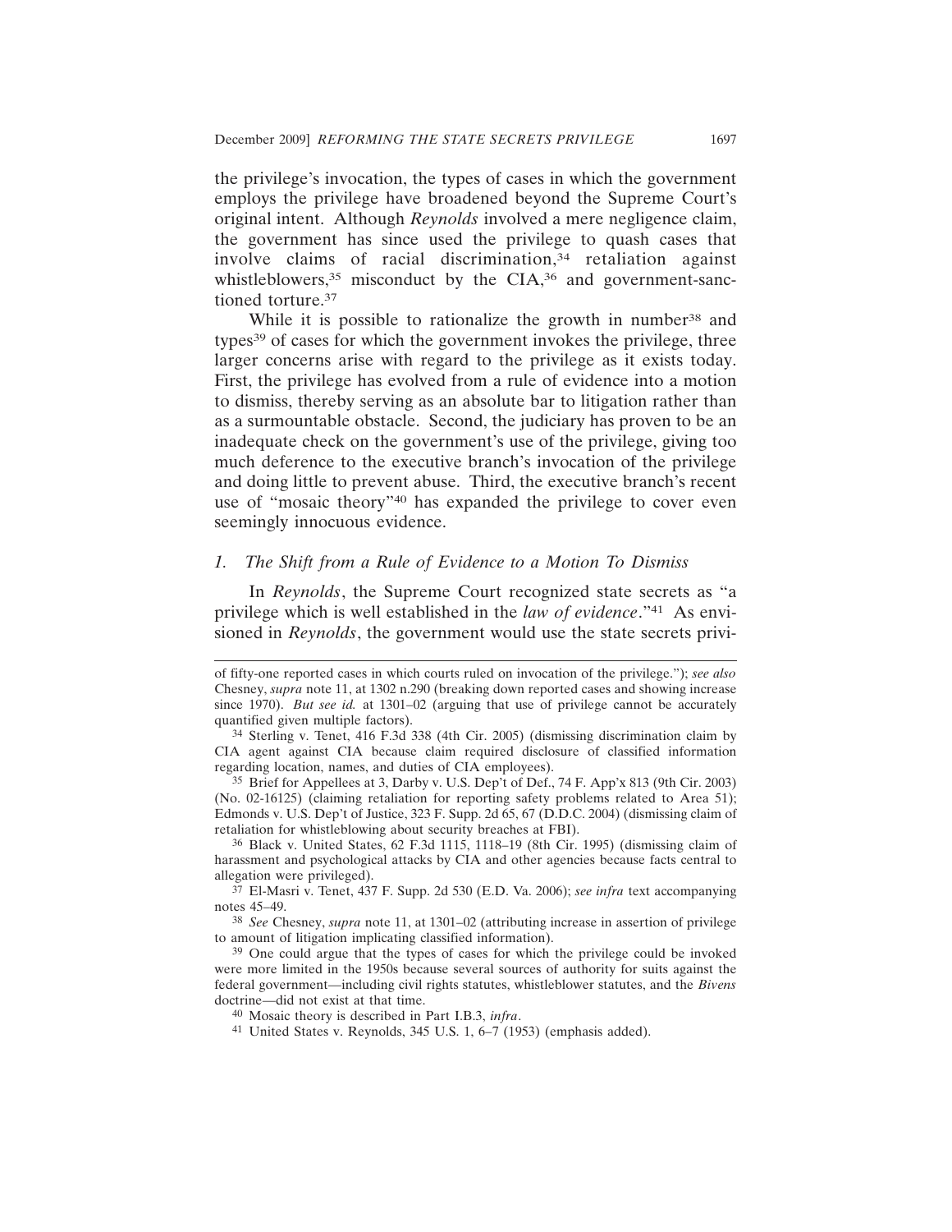the privilege's invocation, the types of cases in which the government employs the privilege have broadened beyond the Supreme Court's original intent. Although *Reynolds* involved a mere negligence claim, the government has since used the privilege to quash cases that involve claims of racial discrimination,[34] retaliation against whistleblowers,[35] misconduct by the CIA,[36] and government-sanctioned torture.[37]

While it is possible to rationalize the growth in number[38] and types[39] of cases for which the government invokes the privilege, three larger concerns arise with regard to the privilege as it exists today. First, the privilege has evolved from a rule of evidence into a motion to dismiss, thereby serving as an absolute bar to litigation rather than as a surmountable obstacle. Second, the judiciary has proven to be an inadequate check on the government's use of the privilege, giving too much deference to the executive branch's invocation of the privilege and doing little to prevent abuse. Third, the executive branch's recent use of "mosaic theory"[40] has expanded the privilege to cover even seemingly innocuous evidence.

### *1. The Shift from a Rule of Evidence to a Motion To Dismiss*

In *Reynolds*, the Supreme Court recognized state secrets as "a privilege which is well established in the *law of evidence*."[41] As envisioned in *Reynolds*, the government would use the state secrets privi-

---

of fifty-one reported cases in which courts ruled on invocation of the privilege."); *see also* Chesney, *supra* note 11, at 1302 n.290 (breaking down reported cases and showing increase since 1970). *But see id.* at 1301–02 (arguing that use of privilege cannot be accurately quantified given multiple factors).

[34] Sterling v. Tenet, 416 F.3d 338 (4th Cir. 2005) (dismissing discrimination claim by CIA agent against CIA because claim required disclosure of classified information regarding location, names, and duties of CIA employees).

[35] Brief for Appellees at 3, Darby v. U.S. Dep't of Def., 74 F. App'x 813 (9th Cir. 2003) (No. 02-16125) (claiming retaliation for reporting safety problems related to Area 51); Edmonds v. U.S. Dep't of Justice, 323 F. Supp. 2d 65, 67 (D.D.C. 2004) (dismissing claim of retaliation for whistleblowing about security breaches at FBI).

[36] Black v. United States, 62 F.3d 1115, 1118–19 (8th Cir. 1995) (dismissing claim of harassment and psychological attacks by CIA and other agencies because facts central to allegation were privileged).

[37] El-Masri v. Tenet, 437 F. Supp. 2d 530 (E.D. Va. 2006); *see infra* text accompanying notes 45–49.

[38] *See* Chesney, *supra* note 11, at 1301–02 (attributing increase in assertion of privilege to amount of litigation implicating classified information).

[39] One could argue that the types of cases for which the privilege could be invoked were more limited in the 1950s because several sources of authority for suits against the federal government—including civil rights statutes, whistleblower statutes, and the *Bivens* doctrine—did not exist at that time.

[40] Mosaic theory is described in Part I.B.3, *infra*.

[41] United States v. Reynolds, 345 U.S. 1, 6–7 (1953) (emphasis added).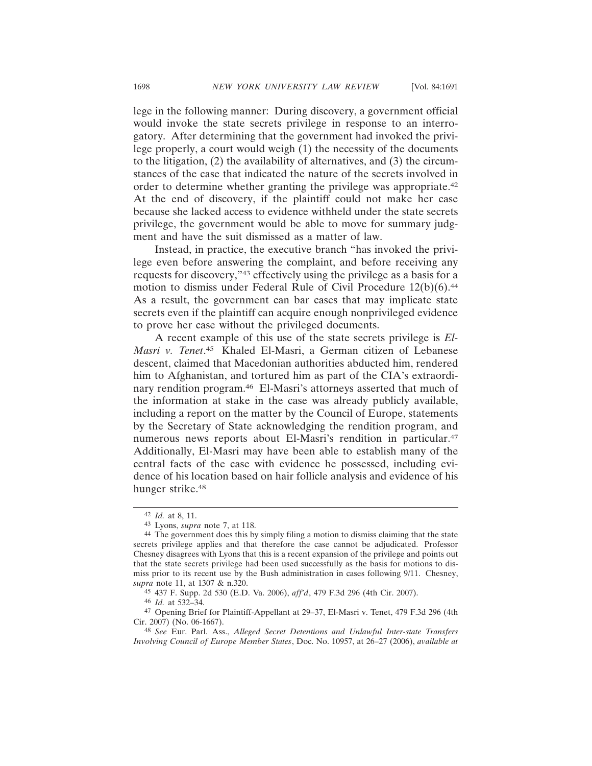lege in the following manner: During discovery, a government official would invoke the state secrets privilege in response to an interrogatory. After determining that the government had invoked the privilege properly, a court would weigh (1) the necessity of the documents to the litigation, (2) the availability of alternatives, and (3) the circumstances of the case that indicated the nature of the secrets involved in order to determine whether granting the privilege was appropriate.[42] At the end of discovery, if the plaintiff could not make her case because she lacked access to evidence withheld under the state secrets privilege, the government would be able to move for summary judgment and have the suit dismissed as a matter of law.

Instead, in practice, the executive branch "has invoked the privilege even before answering the complaint, and before receiving any requests for discovery,"[43] effectively using the privilege as a basis for a motion to dismiss under Federal Rule of Civil Procedure 12(b)(6).[44] As a result, the government can bar cases that may implicate state secrets even if the plaintiff can acquire enough nonprivileged evidence to prove her case without the privileged documents.

A recent example of this use of the state secrets privilege is *El-Masri v. Tenet*.[45] Khaled El-Masri, a German citizen of Lebanese descent, claimed that Macedonian authorities abducted him, rendered him to Afghanistan, and tortured him as part of the CIA's extraordinary rendition program.[46] El-Masri's attorneys asserted that much of the information at stake in the case was already publicly available, including a report on the matter by the Council of Europe, statements by the Secretary of State acknowledging the rendition program, and numerous news reports about El-Masri's rendition in particular.[47] Additionally, El-Masri may have been able to establish many of the central facts of the case with evidence he possessed, including evidence of his location based on hair follicle analysis and evidence of his hunger strike.[48]

---

[42] *Id.* at 8, 11.

[43] Lyons, *supra* note 7, at 118.

[44] The government does this by simply filing a motion to dismiss claiming that the state secrets privilege applies and that therefore the case cannot be adjudicated. Professor Chesney disagrees with Lyons that this is a recent expansion of the privilege and points out that the state secrets privilege had been used successfully as the basis for motions to dismiss prior to its recent use by the Bush administration in cases following 9/11. Chesney, *supra* note 11, at 1307 & n.320.

[45] 437 F. Supp. 2d 530 (E.D. Va. 2006), *aff'd*, 479 F.3d 296 (4th Cir. 2007).

[46] *Id.* at 532–34.

[47] Opening Brief for Plaintiff-Appellant at 29–37, El-Masri v. Tenet, 479 F.3d 296 (4th Cir. 2007) (No. 06-1667).

[48] *See* Eur. Parl. Ass., *Alleged Secret Detentions and Unlawful Inter-state Transfers Involving Council of Europe Member States*, Doc. No. 10957, at 26–27 (2006), *available at*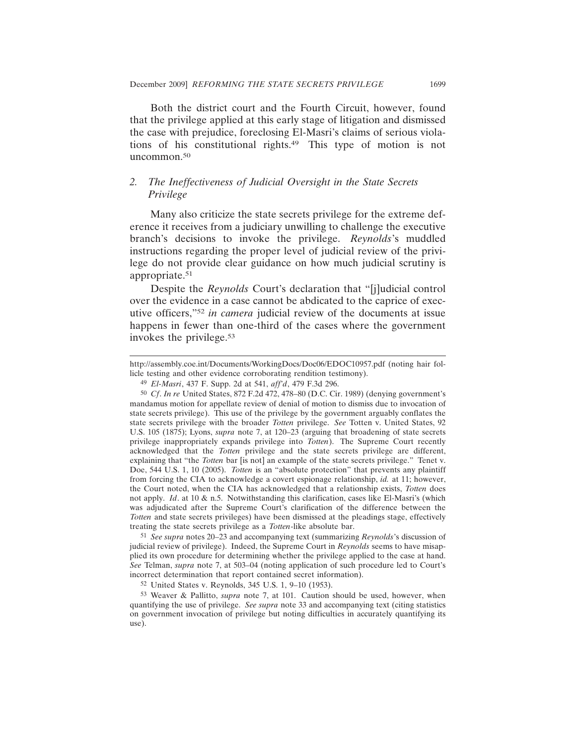Both the district court and the Fourth Circuit, however, found that the privilege applied at this early stage of litigation and dismissed the case with prejudice, foreclosing El-Masri's claims of serious violations of his constitutional rights.[49] This type of motion is not uncommon.[50]

### 2. *The Ineffectiveness of Judicial Oversight in the State Secrets Privilege*

Many also criticize the state secrets privilege for the extreme deference it receives from a judiciary unwilling to challenge the executive branch's decisions to invoke the privilege. *Reynolds*'s muddled instructions regarding the proper level of judicial review of the privilege do not provide clear guidance on how much judicial scrutiny is appropriate.[51]

Despite the *Reynolds* Court's declaration that "[j]udicial control over the evidence in a case cannot be abdicated to the caprice of executive officers,"[52] *in camera* judicial review of the documents at issue happens in fewer than one-third of the cases where the government invokes the privilege.[53]

---

http://assembly.coe.int/Documents/WorkingDocs/Doc06/EDOC10957.pdf (noting hair follicle testing and other evidence corroborating rendition testimony).

[49] *El-Masri*, 437 F. Supp. 2d at 541, *aff'd*, 479 F.3d 296.

[50] *Cf*. *In re* United States, 872 F.2d 472, 478–80 (D.C. Cir. 1989) (denying government's mandamus motion for appellate review of denial of motion to dismiss due to invocation of state secrets privilege). This use of the privilege by the government arguably conflates the state secrets privilege with the broader *Totten* privilege. *See* Totten v. United States, 92 U.S. 105 (1875); Lyons, *supra* note 7, at 120–23 (arguing that broadening of state secrets privilege inappropriately expands privilege into *Totten*). The Supreme Court recently acknowledged that the *Totten* privilege and the state secrets privilege are different, explaining that "the *Totten* bar [is not] an example of the state secrets privilege." Tenet v. Doe, 544 U.S. 1, 10 (2005). *Totten* is an "absolute protection" that prevents any plaintiff from forcing the CIA to acknowledge a covert espionage relationship, *id.* at 11; however, the Court noted, when the CIA has acknowledged that a relationship exists, *Totten* does not apply. *Id*. at 10 & n.5. Notwithstanding this clarification, cases like El-Masri's (which was adjudicated after the Supreme Court's clarification of the difference between the *Totten* and state secrets privileges) have been dismissed at the pleadings stage, effectively treating the state secrets privilege as a *Totten*-like absolute bar.

[51] *See supra* notes 20–23 and accompanying text (summarizing *Reynolds*'s discussion of judicial review of privilege). Indeed, the Supreme Court in *Reynolds* seems to have misapplied its own procedure for determining whether the privilege applied to the case at hand. *See* Telman, *supra* note 7, at 503–04 (noting application of such procedure led to Court's incorrect determination that report contained secret information).

[52] United States v. Reynolds, 345 U.S. 1, 9–10 (1953).

[53] Weaver & Pallitto, *supra* note 7, at 101. Caution should be used, however, when quantifying the use of privilege. *See supra* note 33 and accompanying text (citing statistics on government invocation of privilege but noting difficulties in accurately quantifying its use).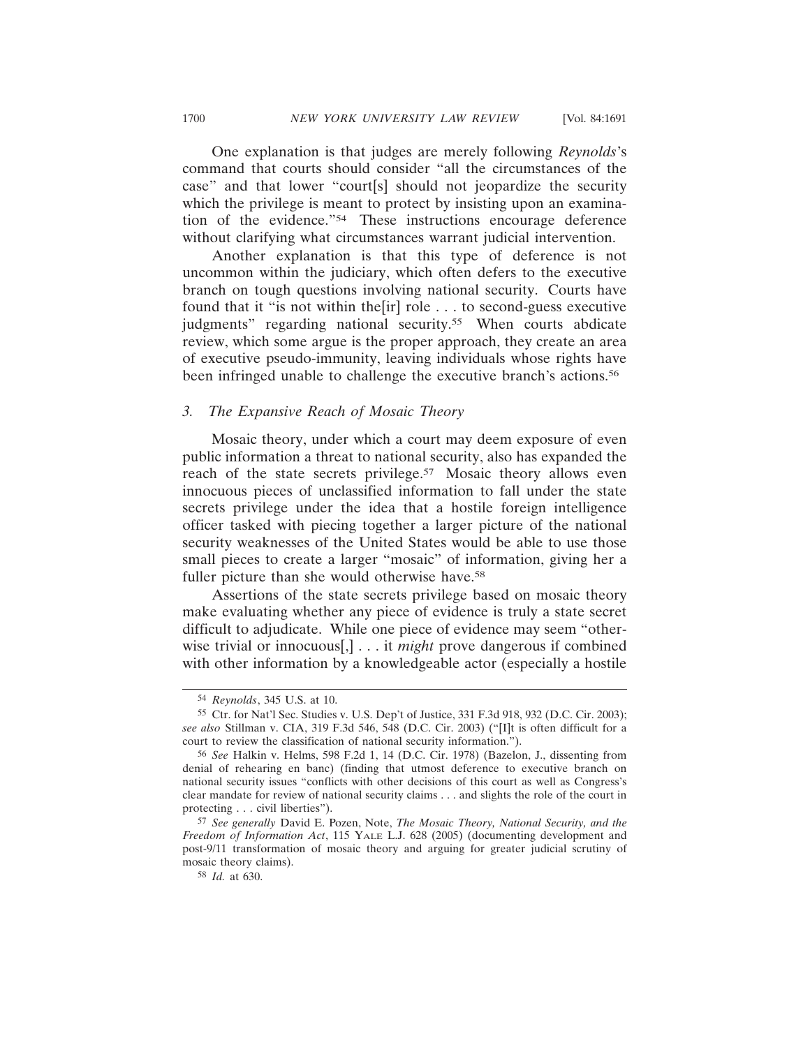One explanation is that judges are merely following *Reynolds*'s command that courts should consider "all the circumstances of the case" and that lower "court[s] should not jeopardize the security which the privilege is meant to protect by insisting upon an examination of the evidence."[54] These instructions encourage deference without clarifying what circumstances warrant judicial intervention.

Another explanation is that this type of deference is not uncommon within the judiciary, which often defers to the executive branch on tough questions involving national security. Courts have found that it "is not within the[ir] role . . . to second-guess executive judgments" regarding national security.[55] When courts abdicate review, which some argue is the proper approach, they create an area of executive pseudo-immunity, leaving individuals whose rights have been infringed unable to challenge the executive branch's actions.[56]

### *3. The Expansive Reach of Mosaic Theory*

Mosaic theory, under which a court may deem exposure of even public information a threat to national security, also has expanded the reach of the state secrets privilege.[57] Mosaic theory allows even innocuous pieces of unclassified information to fall under the state secrets privilege under the idea that a hostile foreign intelligence officer tasked with piecing together a larger picture of the national security weaknesses of the United States would be able to use those small pieces to create a larger "mosaic" of information, giving her a fuller picture than she would otherwise have.[58]

Assertions of the state secrets privilege based on mosaic theory make evaluating whether any piece of evidence is truly a state secret difficult to adjudicate. While one piece of evidence may seem "otherwise trivial or innocuous[,] . . . it *might* prove dangerous if combined with other information by a knowledgeable actor (especially a hostile

---

[54] *Reynolds*, 345 U.S. at 10.

[55] Ctr. for Nat'l Sec. Studies v. U.S. Dep't of Justice, 331 F.3d 918, 932 (D.C. Cir. 2003); *see also* Stillman v. CIA, 319 F.3d 546, 548 (D.C. Cir. 2003) ("[I]t is often difficult for a court to review the classification of national security information.").

[56] *See* Halkin v. Helms, 598 F.2d 1, 14 (D.C. Cir. 1978) (Bazelon, J., dissenting from denial of rehearing en banc) (finding that utmost deference to executive branch on national security issues "conflicts with other decisions of this court as well as Congress's clear mandate for review of national security claims . . . and slights the role of the court in protecting . . . civil liberties").

[57] *See generally* David E. Pozen, Note, *The Mosaic Theory, National Security, and the Freedom of Information Act*, 115 YALE L.J. 628 (2005) (documenting development and post-9/11 transformation of mosaic theory and arguing for greater judicial scrutiny of mosaic theory claims).

[58] *Id.* at 630.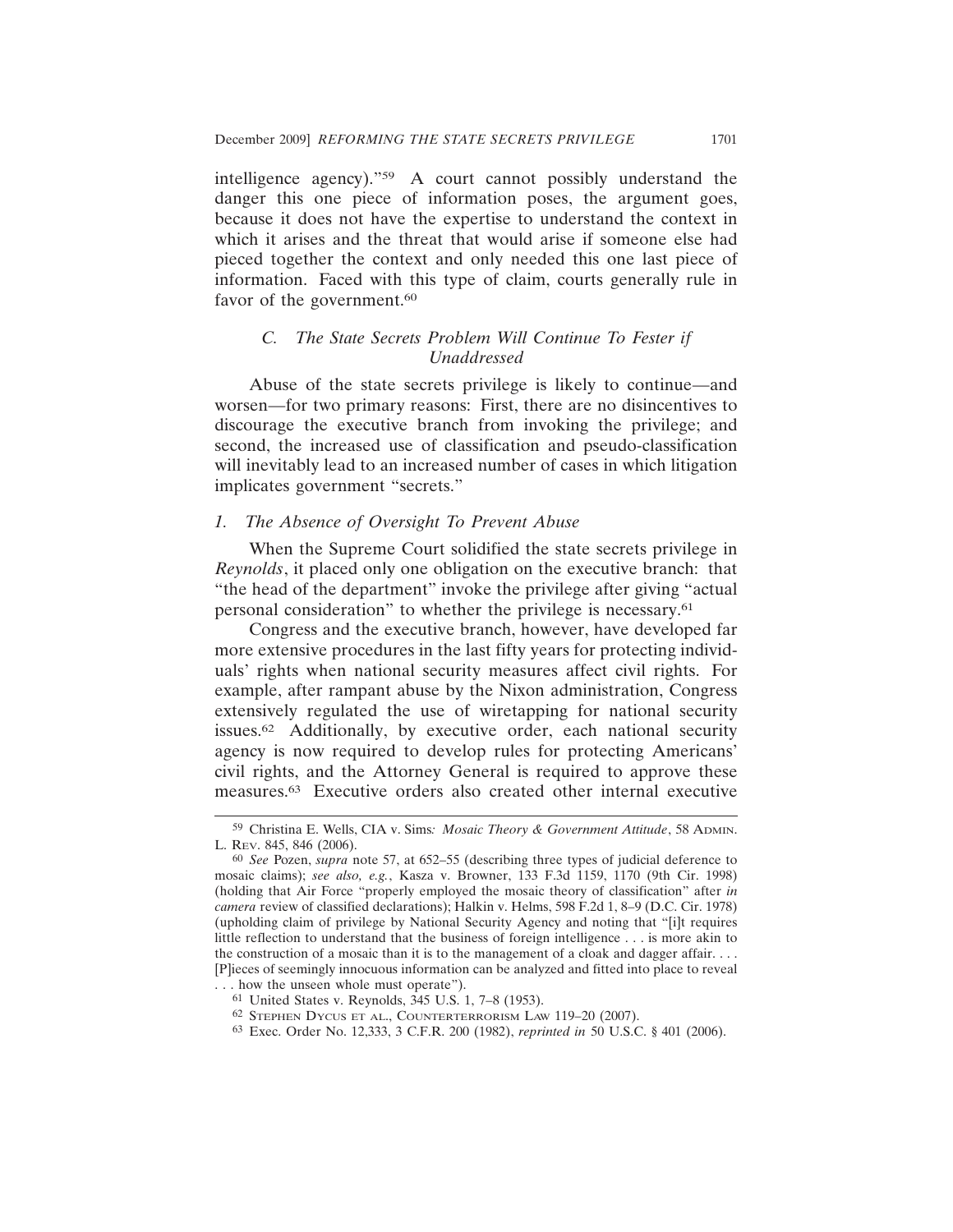intelligence agency)."[59] A court cannot possibly understand the danger this one piece of information poses, the argument goes, because it does not have the expertise to understand the context in which it arises and the threat that would arise if someone else had pieced together the context and only needed this one last piece of information. Faced with this type of claim, courts generally rule in favor of the government.[60]

### C. *The State Secrets Problem Will Continue To Fester if Unaddressed*

Abuse of the state secrets privilege is likely to continue—and worsen—for two primary reasons: First, there are no disincentives to discourage the executive branch from invoking the privilege; and second, the increased use of classification and pseudo-classification will inevitably lead to an increased number of cases in which litigation implicates government "secrets."

#### 1. *The Absence of Oversight To Prevent Abuse*

When the Supreme Court solidified the state secrets privilege in *Reynolds*, it placed only one obligation on the executive branch: that "the head of the department" invoke the privilege after giving "actual personal consideration" to whether the privilege is necessary.[61]

Congress and the executive branch, however, have developed far more extensive procedures in the last fifty years for protecting individuals' rights when national security measures affect civil rights. For example, after rampant abuse by the Nixon administration, Congress extensively regulated the use of wiretapping for national security issues.[62] Additionally, by executive order, each national security agency is now required to develop rules for protecting Americans' civil rights, and the Attorney General is required to approve these measures.[63] Executive orders also created other internal executive

---

[59] Christina E. Wells, CIA v. Sims*: Mosaic Theory & Government Attitude*, 58 ADMIN. L. REV. 845, 846 (2006).

[60] *See* Pozen, *supra* note 57, at 652–55 (describing three types of judicial deference to mosaic claims); *see also, e.g.*, Kasza v. Browner, 133 F.3d 1159, 1170 (9th Cir. 1998) (holding that Air Force "properly employed the mosaic theory of classification" after *in camera* review of classified declarations); Halkin v. Helms, 598 F.2d 1, 8–9 (D.C. Cir. 1978) (upholding claim of privilege by National Security Agency and noting that "[i]t requires little reflection to understand that the business of foreign intelligence . . . is more akin to the construction of a mosaic than it is to the management of a cloak and dagger affair. . . . [P]ieces of seemingly innocuous information can be analyzed and fitted into place to reveal . . . how the unseen whole must operate").

[61] United States v. Reynolds, 345 U.S. 1, 7–8 (1953).

[62] STEPHEN DYCUS ET AL., COUNTERTERRORISM LAW 119–20 (2007).

[63] Exec. Order No. 12,333, 3 C.F.R. 200 (1982), *reprinted in* 50 U.S.C. § 401 (2006).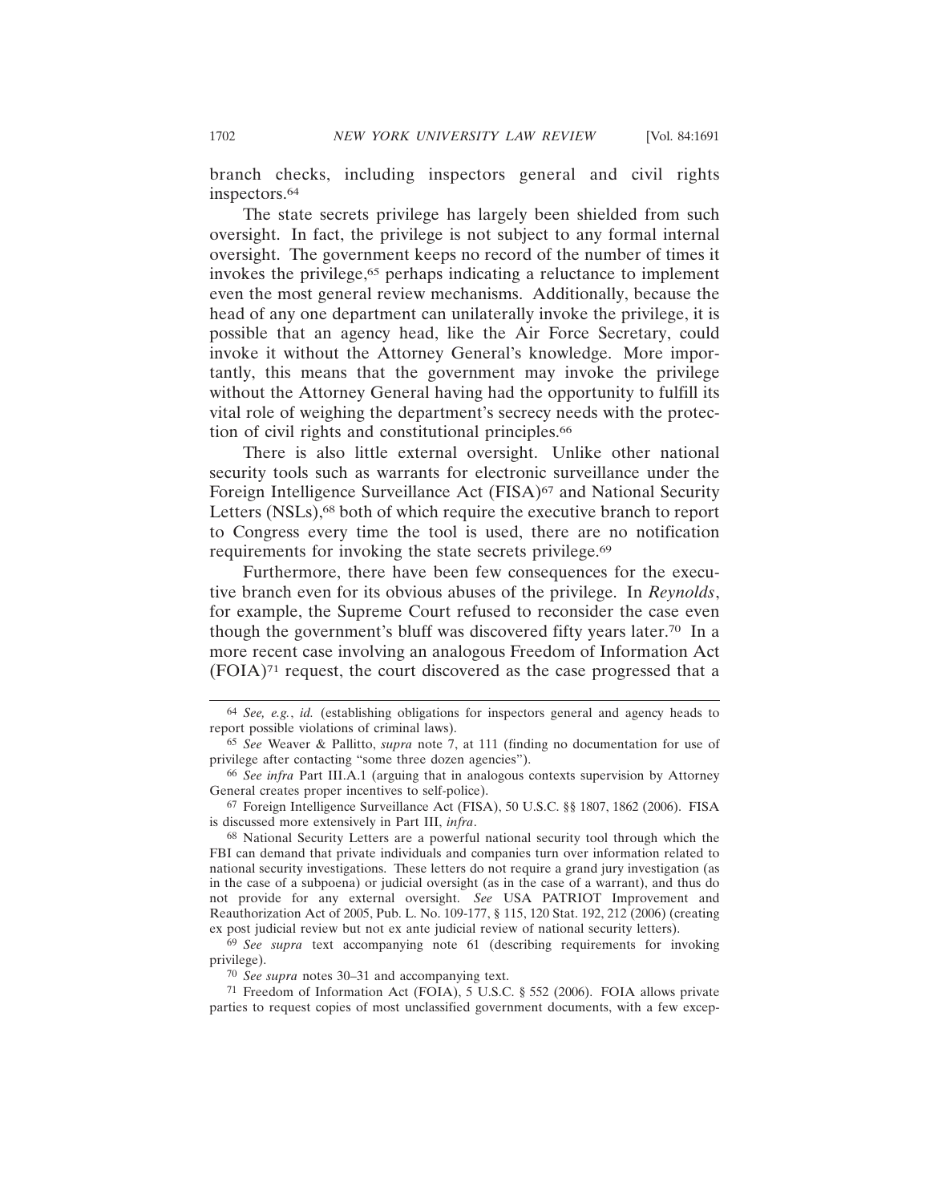branch checks, including inspectors general and civil rights inspectors.[64]

The state secrets privilege has largely been shielded from such oversight. In fact, the privilege is not subject to any formal internal oversight. The government keeps no record of the number of times it invokes the privilege,[65] perhaps indicating a reluctance to implement even the most general review mechanisms. Additionally, because the head of any one department can unilaterally invoke the privilege, it is possible that an agency head, like the Air Force Secretary, could invoke it without the Attorney General's knowledge. More importantly, this means that the government may invoke the privilege without the Attorney General having had the opportunity to fulfill its vital role of weighing the department's secrecy needs with the protection of civil rights and constitutional principles.[66]

There is also little external oversight. Unlike other national security tools such as warrants for electronic surveillance under the Foreign Intelligence Surveillance Act (FISA)[67] and National Security Letters (NSLs),[68] both of which require the executive branch to report to Congress every time the tool is used, there are no notification requirements for invoking the state secrets privilege.[69]

Furthermore, there have been few consequences for the executive branch even for its obvious abuses of the privilege. In *Reynolds*, for example, the Supreme Court refused to reconsider the case even though the government's bluff was discovered fifty years later.[70] In a more recent case involving an analogous Freedom of Information Act (FOIA)[71] request, the court discovered as the case progressed that a

---

[64] *See, e.g.*, *id.* (establishing obligations for inspectors general and agency heads to report possible violations of criminal laws).

[65] *See* Weaver & Pallitto, *supra* note 7, at 111 (finding no documentation for use of privilege after contacting "some three dozen agencies").

[66] *See infra* Part III.A.1 (arguing that in analogous contexts supervision by Attorney General creates proper incentives to self-police).

[67] Foreign Intelligence Surveillance Act (FISA), 50 U.S.C. §§ 1807, 1862 (2006). FISA is discussed more extensively in Part III, *infra*.

[68] National Security Letters are a powerful national security tool through which the FBI can demand that private individuals and companies turn over information related to national security investigations. These letters do not require a grand jury investigation (as in the case of a subpoena) or judicial oversight (as in the case of a warrant), and thus do not provide for any external oversight. *See* USA PATRIOT Improvement and Reauthorization Act of 2005, Pub. L. No. 109-177, § 115, 120 Stat. 192, 212 (2006) (creating ex post judicial review but not ex ante judicial review of national security letters).

[69] *See supra* text accompanying note 61 (describing requirements for invoking privilege).

[70] *See supra* notes 30–31 and accompanying text.

[71] Freedom of Information Act (FOIA), 5 U.S.C. § 552 (2006). FOIA allows private parties to request copies of most unclassified government documents, with a few excep-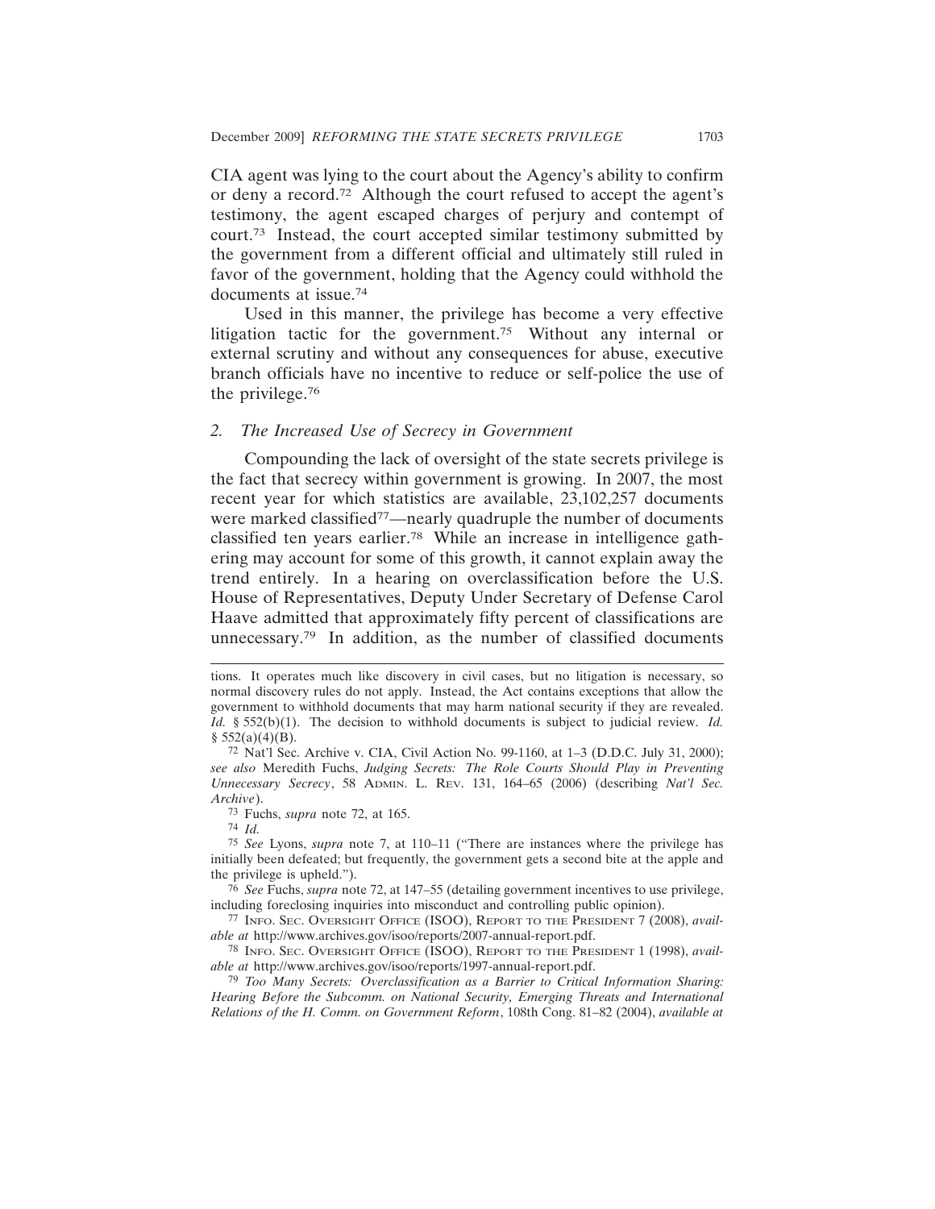CIA agent was lying to the court about the Agency's ability to confirm or deny a record.[72] Although the court refused to accept the agent's testimony, the agent escaped charges of perjury and contempt of court.[73] Instead, the court accepted similar testimony submitted by the government from a different official and ultimately still ruled in favor of the government, holding that the Agency could withhold the documents at issue.[74]

Used in this manner, the privilege has become a very effective litigation tactic for the government.[75] Without any internal or external scrutiny and without any consequences for abuse, executive branch officials have no incentive to reduce or self-police the use of the privilege.[76]

### *2. The Increased Use of Secrecy in Government*

Compounding the lack of oversight of the state secrets privilege is the fact that secrecy within government is growing. In 2007, the most recent year for which statistics are available, 23,102,257 documents were marked classified[77]—nearly quadruple the number of documents classified ten years earlier.[78] While an increase in intelligence gathering may account for some of this growth, it cannot explain away the trend entirely. In a hearing on overclassification before the U.S. House of Representatives, Deputy Under Secretary of Defense Carol Haave admitted that approximately fifty percent of classifications are unnecessary.[79] In addition, as the number of classified documents

---

tions. It operates much like discovery in civil cases, but no litigation is necessary, so normal discovery rules do not apply. Instead, the Act contains exceptions that allow the government to withhold documents that may harm national security if they are revealed. *Id.* § 552(b)(1). The decision to withhold documents is subject to judicial review. *Id.* § 552(a)(4)(B).

[72] Nat'l Sec. Archive v. CIA, Civil Action No. 99-1160, at 1–3 (D.D.C. July 31, 2000); *see also* Meredith Fuchs, *Judging Secrets: The Role Courts Should Play in Preventing Unnecessary Secrecy*, 58 ADMIN. L. REV. 131, 164–65 (2006) (describing *Nat'l Sec. Archive*).

[73] Fuchs, *supra* note 72, at 165.

[74] *Id.*

[75] *See* Lyons, *supra* note 7, at 110–11 ("There are instances where the privilege has initially been defeated; but frequently, the government gets a second bite at the apple and the privilege is upheld.").

[76] *See* Fuchs, *supra* note 72, at 147–55 (detailing government incentives to use privilege, including foreclosing inquiries into misconduct and controlling public opinion).

[77] INFO. SEC. OVERSIGHT OFFICE (ISOO), REPORT TO THE PRESIDENT 7 (2008), *available at* http://www.archives.gov/isoo/reports/2007-annual-report.pdf.

[78] INFO. SEC. OVERSIGHT OFFICE (ISOO), REPORT TO THE PRESIDENT 1 (1998), *available at* http://www.archives.gov/isoo/reports/1997-annual-report.pdf.

[79] *Too Many Secrets: Overclassification as a Barrier to Critical Information Sharing: Hearing Before the Subcomm. on National Security, Emerging Threats and International Relations of the H. Comm. on Government Reform*, 108th Cong. 81–82 (2004), *available at*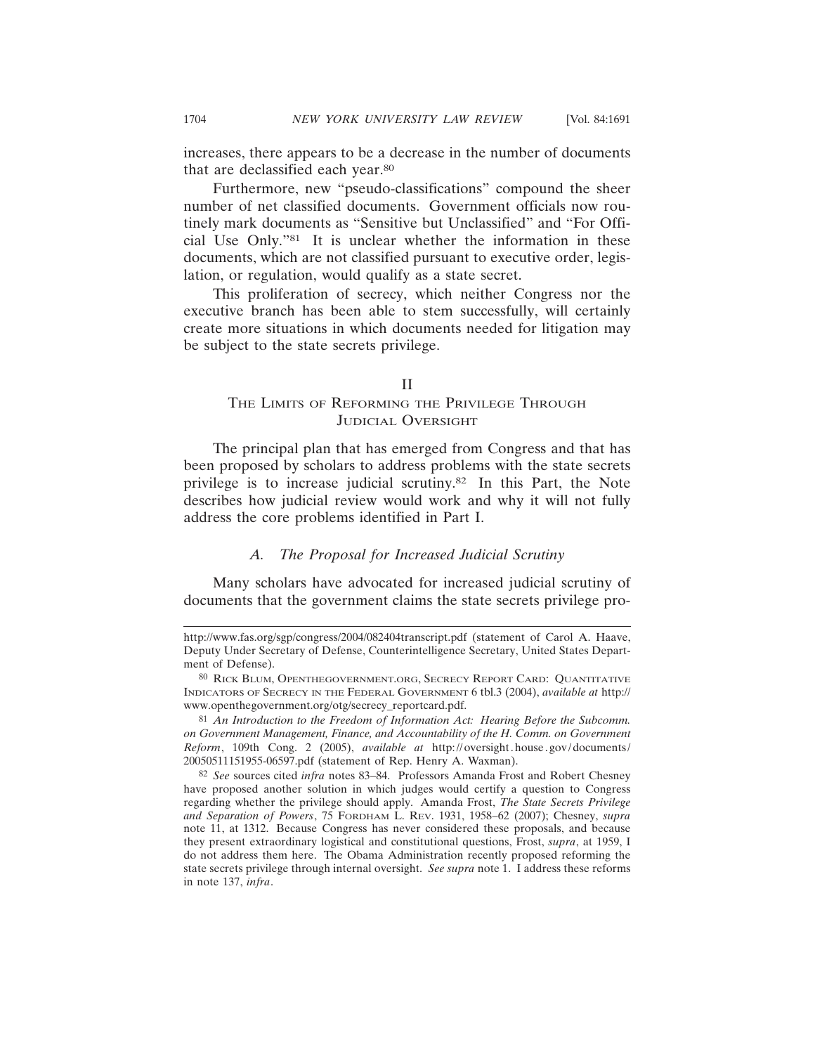increases, there appears to be a decrease in the number of documents that are declassified each year.[80]

Furthermore, new "pseudo-classifications" compound the sheer number of net classified documents. Government officials now routinely mark documents as "Sensitive but Unclassified" and "For Official Use Only."[81] It is unclear whether the information in these documents, which are not classified pursuant to executive order, legislation, or regulation, would qualify as a state secret.

This proliferation of secrecy, which neither Congress nor the executive branch has been able to stem successfully, will certainly create more situations in which documents needed for litigation may be subject to the state secrets privilege.

## II
## The Limits of Reforming the Privilege Through Judicial Oversight

The principal plan that has emerged from Congress and that has been proposed by scholars to address problems with the state secrets privilege is to increase judicial scrutiny.[82] In this Part, the Note describes how judicial review would work and why it will not fully address the core problems identified in Part I.

### *A. The Proposal for Increased Judicial Scrutiny*

Many scholars have advocated for increased judicial scrutiny of documents that the government claims the state secrets privilege pro-

---

http://www.fas.org/sgp/congress/2004/082404transcript.pdf (statement of Carol A. Haave, Deputy Under Secretary of Defense, Counterintelligence Secretary, United States Department of Defense).

[80] Rick Blum, Openthegovernment.org, Secrecy Report Card: Quantitative Indicators of Secrecy in the Federal Government 6 tbl.3 (2004), *available at* http://www.openthegovernment.org/otg/secrecy_reportcard.pdf.

[81] *An Introduction to the Freedom of Information Act: Hearing Before the Subcomm. on Government Management, Finance, and Accountability of the H. Comm. on Government Reform*, 109th Cong. 2 (2005), *available at* http://oversight.house.gov/documents/20050511151955-06597.pdf (statement of Rep. Henry A. Waxman).

[82] *See* sources cited *infra* notes 83–84. Professors Amanda Frost and Robert Chesney have proposed another solution in which judges would certify a question to Congress regarding whether the privilege should apply. Amanda Frost, *The State Secrets Privilege and Separation of Powers*, 75 Fordham L. Rev. 1931, 1958–62 (2007); Chesney, *supra* note 11, at 1312. Because Congress has never considered these proposals, and because they present extraordinary logistical and constitutional questions, Frost, *supra*, at 1959, I do not address them here. The Obama Administration recently proposed reforming the state secrets privilege through internal oversight. *See supra* note 1. I address these reforms in note 137, *infra*.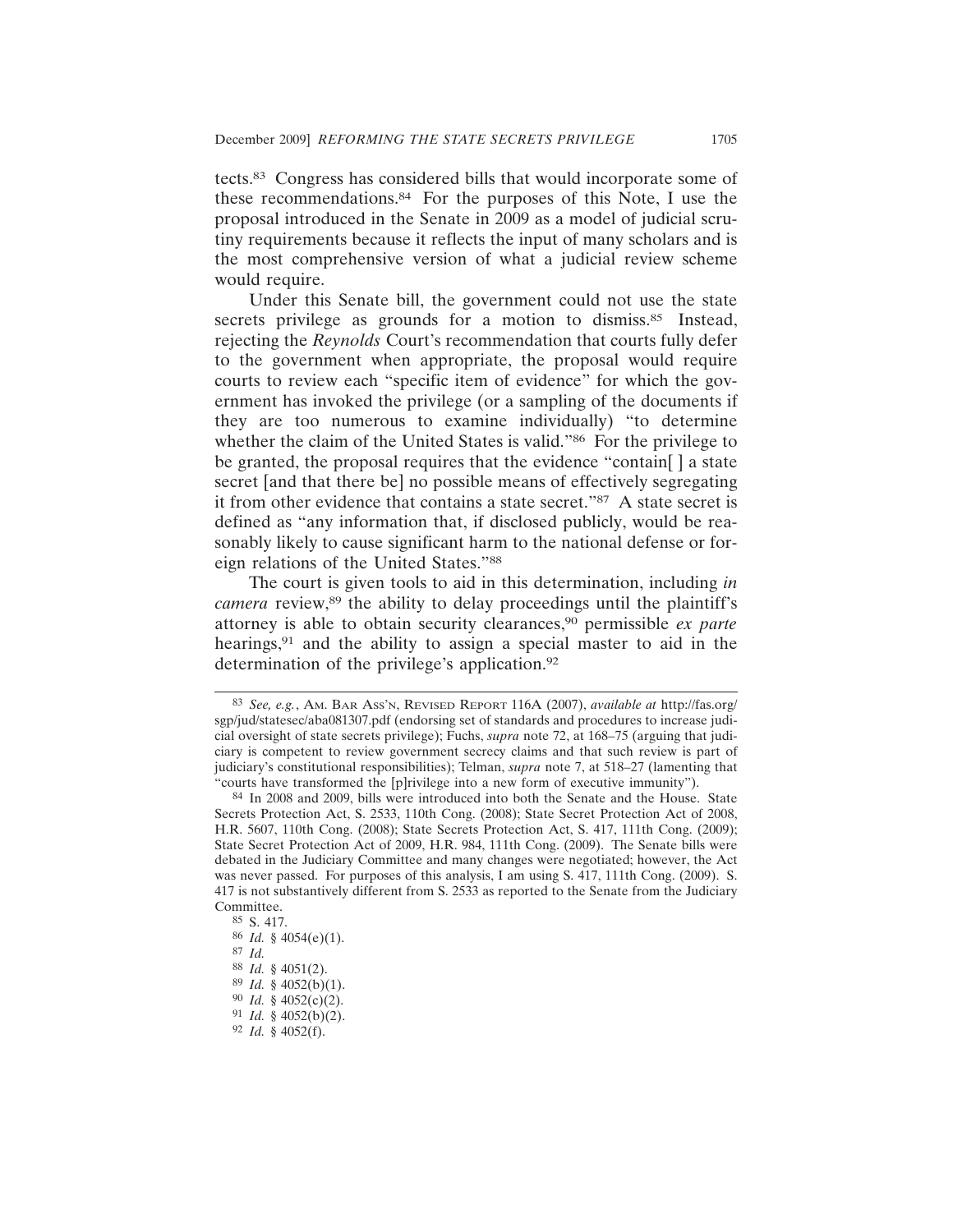tects.[83] Congress has considered bills that would incorporate some of these recommendations.[84] For the purposes of this Note, I use the proposal introduced in the Senate in 2009 as a model of judicial scrutiny requirements because it reflects the input of many scholars and is the most comprehensive version of what a judicial review scheme would require.

Under this Senate bill, the government could not use the state secrets privilege as grounds for a motion to dismiss.[85] Instead, rejecting the *Reynolds* Court's recommendation that courts fully defer to the government when appropriate, the proposal would require courts to review each "specific item of evidence" for which the government has invoked the privilege (or a sampling of the documents if they are too numerous to examine individually) "to determine whether the claim of the United States is valid."[86] For the privilege to be granted, the proposal requires that the evidence "contain[ ] a state secret [and that there be] no possible means of effectively segregating it from other evidence that contains a state secret."[87] A state secret is defined as "any information that, if disclosed publicly, would be reasonably likely to cause significant harm to the national defense or foreign relations of the United States."[88]

The court is given tools to aid in this determination, including *in camera* review,[89] the ability to delay proceedings until the plaintiff's attorney is able to obtain security clearances,[90] permissible *ex parte* hearings,[91] and the ability to assign a special master to aid in the determination of the privilege's application.[92]

---

[83] *See, e.g.*, AM. BAR ASS'N, REVISED REPORT 116A (2007), *available at* http://fas.org/sgp/jud/statesec/aba081307.pdf (endorsing set of standards and procedures to increase judicial oversight of state secrets privilege); Fuchs, *supra* note 72, at 168–75 (arguing that judiciary is competent to review government secrecy claims and that such review is part of judiciary's constitutional responsibilities); Telman, *supra* note 7, at 518–27 (lamenting that "courts have transformed the [p]rivilege into a new form of executive immunity").

[84] In 2008 and 2009, bills were introduced into both the Senate and the House. State Secrets Protection Act, S. 2533, 110th Cong. (2008); State Secret Protection Act of 2008, H.R. 5607, 110th Cong. (2008); State Secrets Protection Act, S. 417, 111th Cong. (2009); State Secret Protection Act of 2009, H.R. 984, 111th Cong. (2009). The Senate bills were debated in the Judiciary Committee and many changes were negotiated; however, the Act was never passed. For purposes of this analysis, I am using S. 417, 111th Cong. (2009). S. 417 is not substantively different from S. 2533 as reported to the Senate from the Judiciary Committee.

[85] S. 417.

[86] *Id.* § 4054(e)(1).

[87] *Id.*

[88] *Id.* § 4051(2).

[89] *Id.* § 4052(b)(1).

[90] *Id.* § 4052(c)(2).

[91] *Id.* § 4052(b)(2).

[92] *Id.* § 4052(f).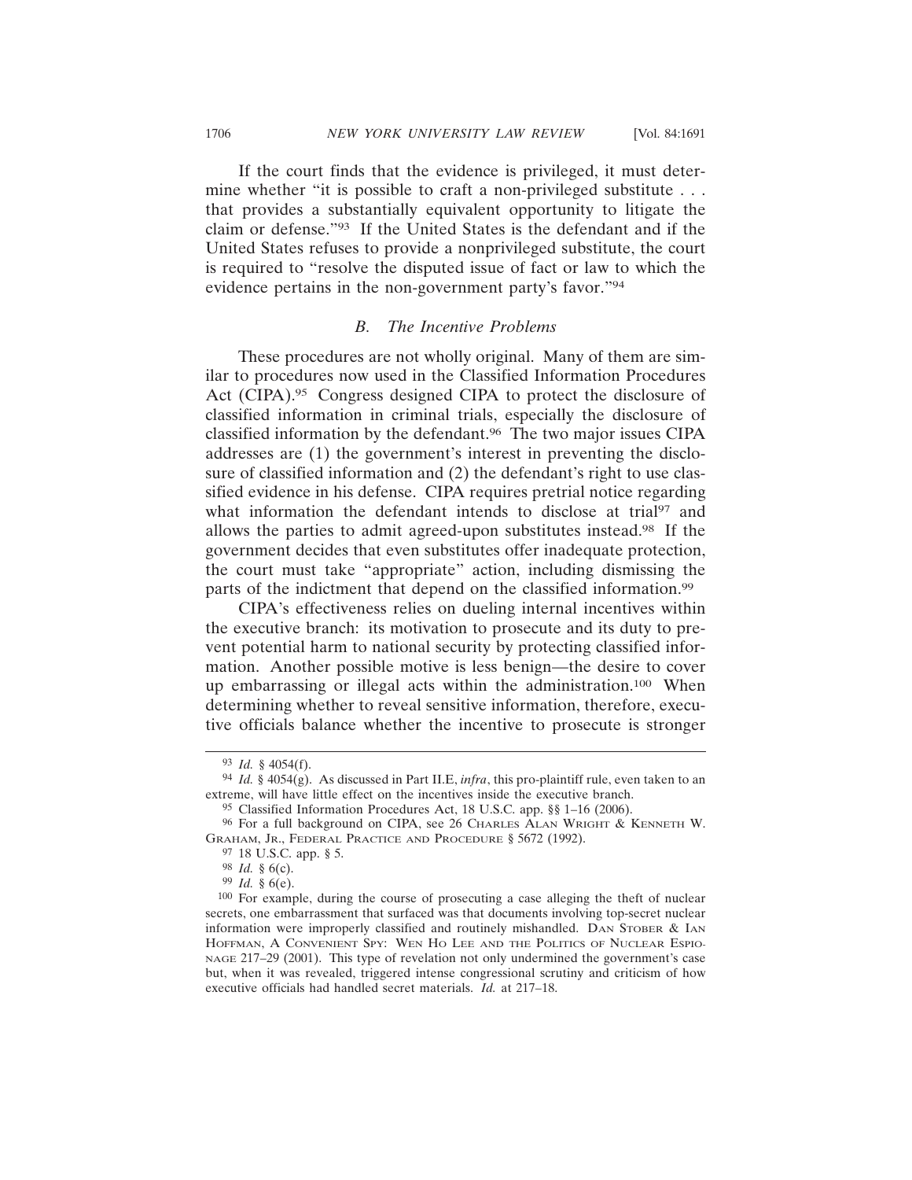If the court finds that the evidence is privileged, it must determine whether "it is possible to craft a non-privileged substitute . . . that provides a substantially equivalent opportunity to litigate the claim or defense."[93] If the United States is the defendant and if the United States refuses to provide a nonprivileged substitute, the court is required to "resolve the disputed issue of fact or law to which the evidence pertains in the non-government party's favor."[94]

### *B. The Incentive Problems*

These procedures are not wholly original. Many of them are similar to procedures now used in the Classified Information Procedures Act (CIPA).[95] Congress designed CIPA to protect the disclosure of classified information in criminal trials, especially the disclosure of classified information by the defendant.[96] The two major issues CIPA addresses are (1) the government's interest in preventing the disclosure of classified information and (2) the defendant's right to use classified evidence in his defense. CIPA requires pretrial notice regarding what information the defendant intends to disclose at trial[97] and allows the parties to admit agreed-upon substitutes instead.[98] If the government decides that even substitutes offer inadequate protection, the court must take "appropriate" action, including dismissing the parts of the indictment that depend on the classified information.[99]

CIPA's effectiveness relies on dueling internal incentives within the executive branch: its motivation to prosecute and its duty to prevent potential harm to national security by protecting classified information. Another possible motive is less benign—the desire to cover up embarrassing or illegal acts within the administration.[100] When determining whether to reveal sensitive information, therefore, executive officials balance whether the incentive to prosecute is stronger

---

[93] *Id.* § 4054(f).

[94] *Id.* § 4054(g). As discussed in Part II.E, *infra*, this pro-plaintiff rule, even taken to an extreme, will have little effect on the incentives inside the executive branch.

[95] Classified Information Procedures Act, 18 U.S.C. app. §§ 1–16 (2006).

[96] For a full background on CIPA, see 26 CHARLES ALAN WRIGHT & KENNETH W. GRAHAM, JR., FEDERAL PRACTICE AND PROCEDURE § 5672 (1992).

[97] 18 U.S.C. app. § 5.

[98] *Id.* § 6(c).

[99] *Id.* § 6(e).

[100] For example, during the course of prosecuting a case alleging the theft of nuclear secrets, one embarrassment that surfaced was that documents involving top-secret nuclear information were improperly classified and routinely mishandled. DAN STOBER & IAN HOFFMAN, A CONVENIENT SPY: WEN HO LEE AND THE POLITICS OF NUCLEAR ESPIONAGE 217–29 (2001). This type of revelation not only undermined the government's case but, when it was revealed, triggered intense congressional scrutiny and criticism of how executive officials had handled secret materials. *Id.* at 217–18.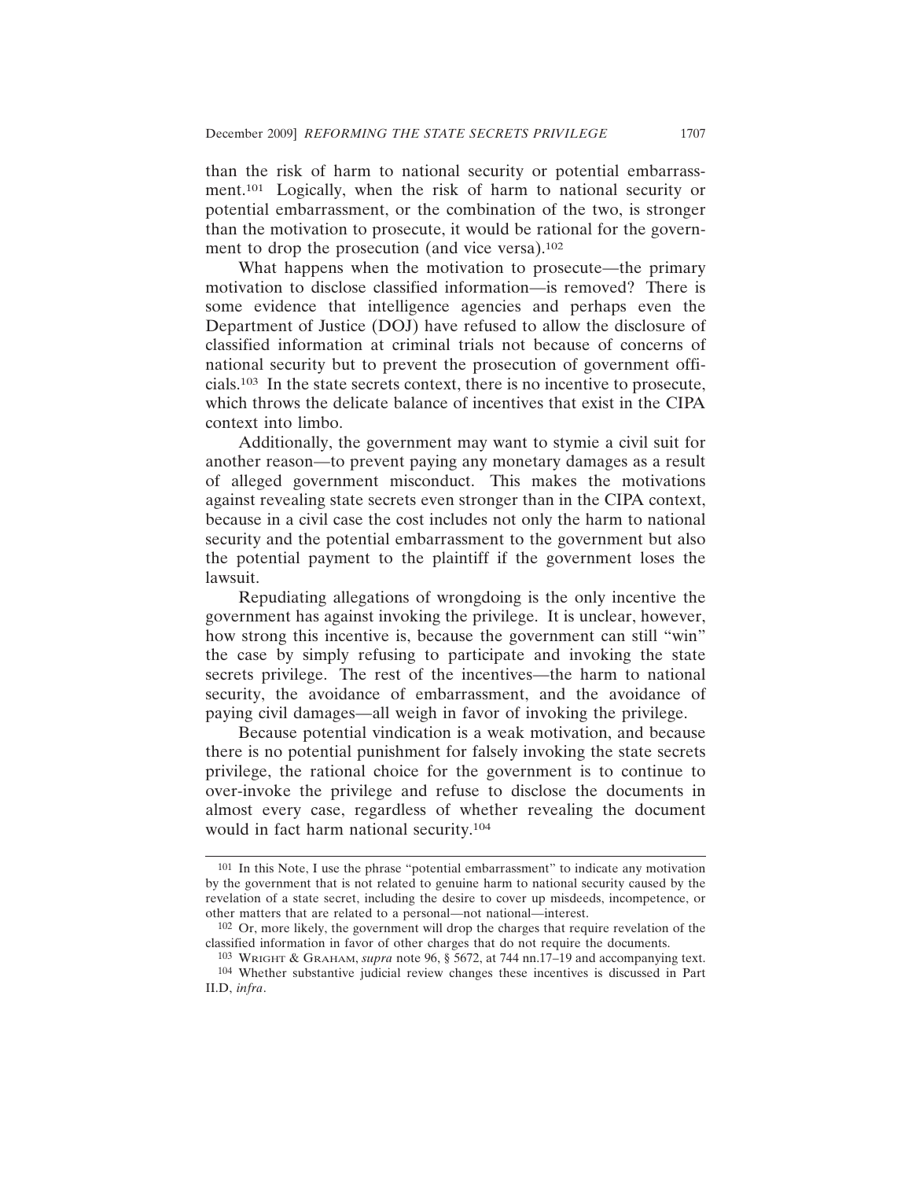than the risk of harm to national security or potential embarrassment.[101] Logically, when the risk of harm to national security or potential embarrassment, or the combination of the two, is stronger than the motivation to prosecute, it would be rational for the government to drop the prosecution (and vice versa).[102]

What happens when the motivation to prosecute—the primary motivation to disclose classified information—is removed? There is some evidence that intelligence agencies and perhaps even the Department of Justice (DOJ) have refused to allow the disclosure of classified information at criminal trials not because of concerns of national security but to prevent the prosecution of government officials.[103] In the state secrets context, there is no incentive to prosecute, which throws the delicate balance of incentives that exist in the CIPA context into limbo.

Additionally, the government may want to stymie a civil suit for another reason—to prevent paying any monetary damages as a result of alleged government misconduct. This makes the motivations against revealing state secrets even stronger than in the CIPA context, because in a civil case the cost includes not only the harm to national security and the potential embarrassment to the government but also the potential payment to the plaintiff if the government loses the lawsuit.

Repudiating allegations of wrongdoing is the only incentive the government has against invoking the privilege. It is unclear, however, how strong this incentive is, because the government can still "win" the case by simply refusing to participate and invoking the state secrets privilege. The rest of the incentives—the harm to national security, the avoidance of embarrassment, and the avoidance of paying civil damages—all weigh in favor of invoking the privilege.

Because potential vindication is a weak motivation, and because there is no potential punishment for falsely invoking the state secrets privilege, the rational choice for the government is to continue to over-invoke the privilege and refuse to disclose the documents in almost every case, regardless of whether revealing the document would in fact harm national security.[104]

---

[101] In this Note, I use the phrase "potential embarrassment" to indicate any motivation by the government that is not related to genuine harm to national security caused by the revelation of a state secret, including the desire to cover up misdeeds, incompetence, or other matters that are related to a personal—not national—interest.

[102] Or, more likely, the government will drop the charges that require revelation of the classified information in favor of other charges that do not require the documents.

[103] WRIGHT & GRAHAM, *supra* note 96, § 5672, at 744 nn.17–19 and accompanying text.

[104] Whether substantive judicial review changes these incentives is discussed in Part II.D, *infra*.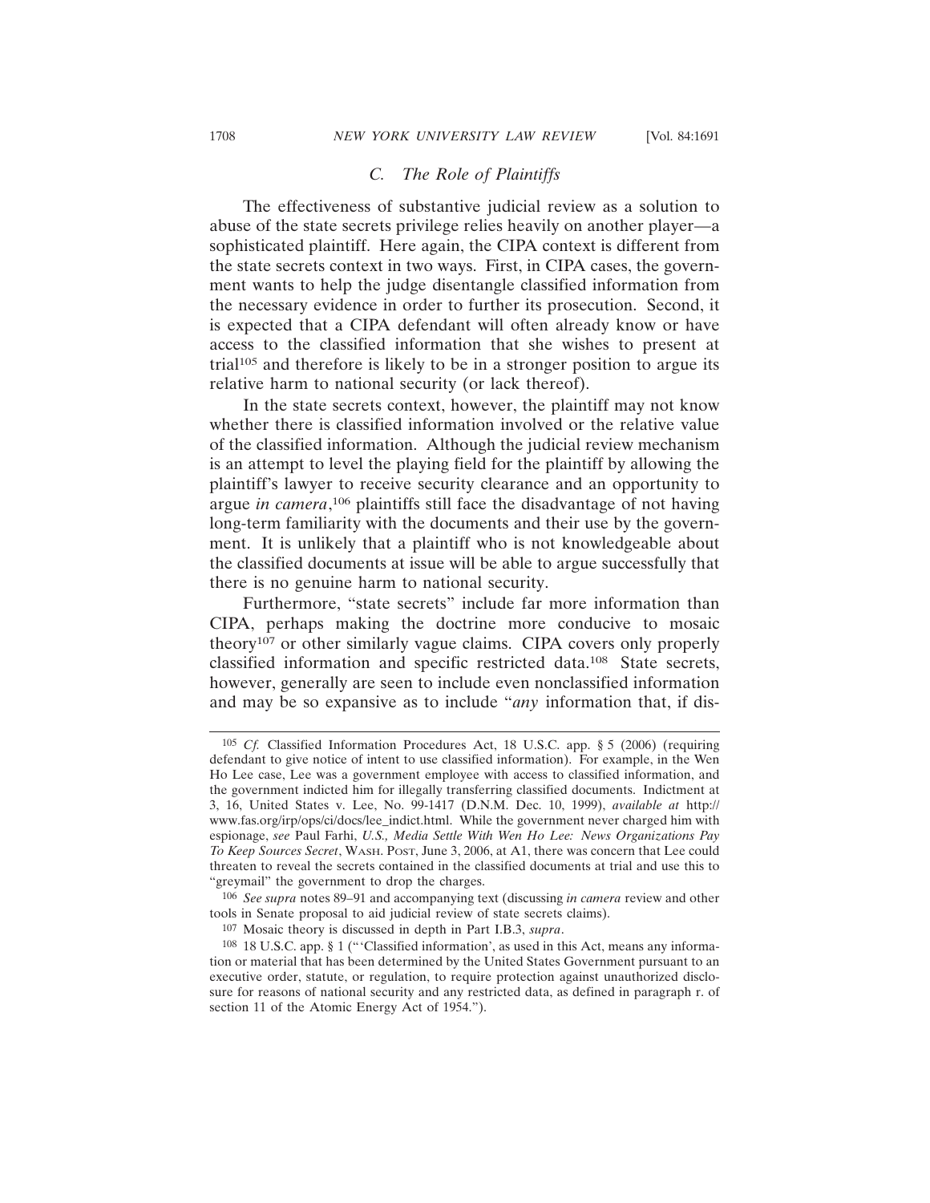### *C. The Role of Plaintiffs*

The effectiveness of substantive judicial review as a solution to abuse of the state secrets privilege relies heavily on another player—a sophisticated plaintiff. Here again, the CIPA context is different from the state secrets context in two ways. First, in CIPA cases, the government wants to help the judge disentangle classified information from the necessary evidence in order to further its prosecution. Second, it is expected that a CIPA defendant will often already know or have access to the classified information that she wishes to present at trial[105] and therefore is likely to be in a stronger position to argue its relative harm to national security (or lack thereof).

In the state secrets context, however, the plaintiff may not know whether there is classified information involved or the relative value of the classified information. Although the judicial review mechanism is an attempt to level the playing field for the plaintiff by allowing the plaintiff's lawyer to receive security clearance and an opportunity to argue *in camera*,[106] plaintiffs still face the disadvantage of not having long-term familiarity with the documents and their use by the government. It is unlikely that a plaintiff who is not knowledgeable about the classified documents at issue will be able to argue successfully that there is no genuine harm to national security.

Furthermore, "state secrets" include far more information than CIPA, perhaps making the doctrine more conducive to mosaic theory[107] or other similarly vague claims. CIPA covers only properly classified information and specific restricted data.[108] State secrets, however, generally are seen to include even nonclassified information and may be so expansive as to include "*any* information that, if dis-

---

[105] *Cf.* Classified Information Procedures Act, 18 U.S.C. app. § 5 (2006) (requiring defendant to give notice of intent to use classified information). For example, in the Wen Ho Lee case, Lee was a government employee with access to classified information, and the government indicted him for illegally transferring classified documents. Indictment at 3, 16, United States v. Lee, No. 99-1417 (D.N.M. Dec. 10, 1999), *available at* http://www.fas.org/irp/ops/ci/docs/lee_indict.html. While the government never charged him with espionage, *see* Paul Farhi, *U.S., Media Settle With Wen Ho Lee: News Organizations Pay To Keep Sources Secret*, WASH. POST, June 3, 2006, at A1, there was concern that Lee could threaten to reveal the secrets contained in the classified documents at trial and use this to "greymail" the government to drop the charges.

[106] *See supra* notes 89–91 and accompanying text (discussing *in camera* review and other tools in Senate proposal to aid judicial review of state secrets claims).

[107] Mosaic theory is discussed in depth in Part I.B.3, *supra*.

[108] 18 U.S.C. app. § 1 ("'Classified information', as used in this Act, means any information or material that has been determined by the United States Government pursuant to an executive order, statute, or regulation, to require protection against unauthorized disclosure for reasons of national security and any restricted data, as defined in paragraph r. of section 11 of the Atomic Energy Act of 1954.").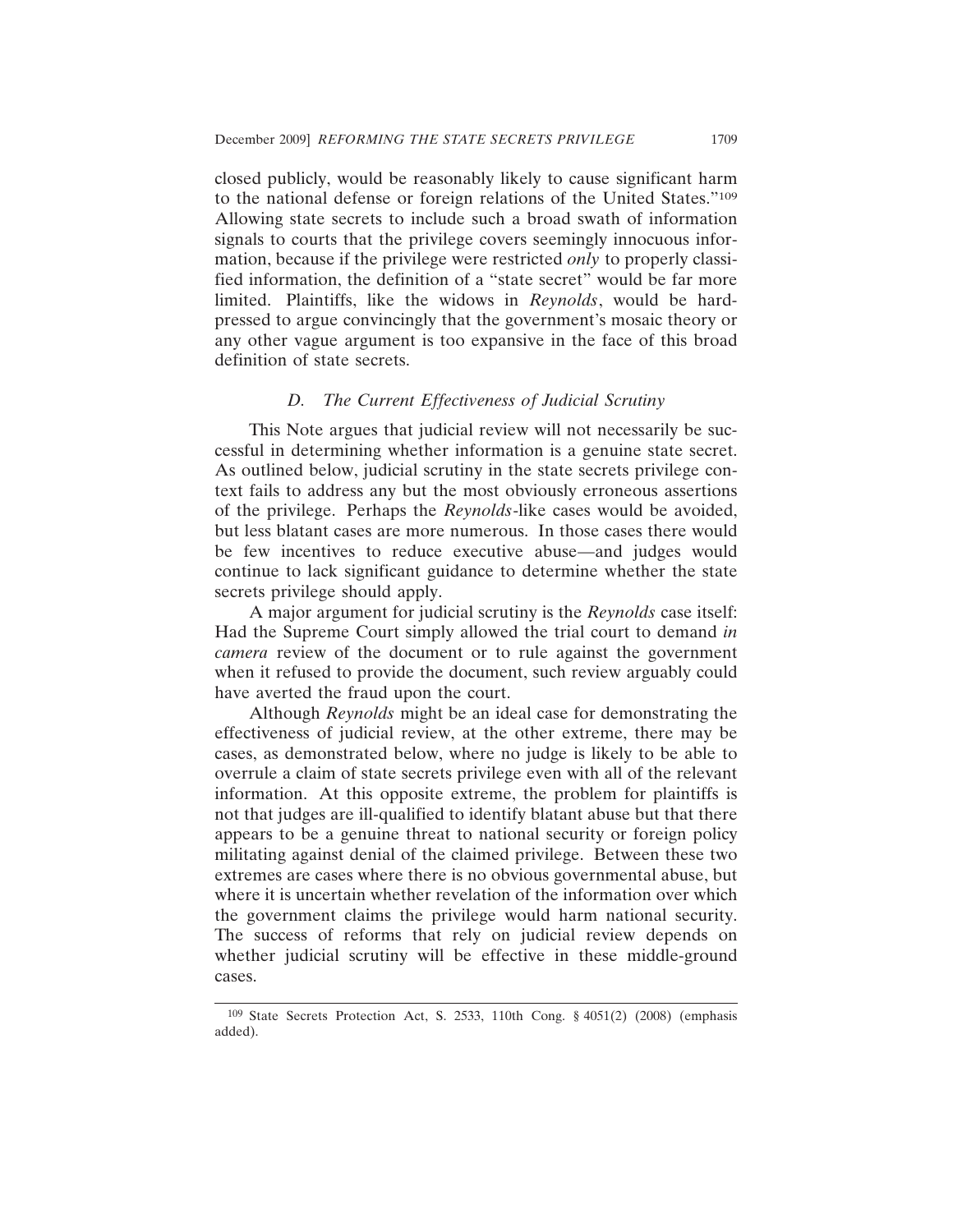closed publicly, would be reasonably likely to cause significant harm to the national defense or foreign relations of the United States."[109] Allowing state secrets to include such a broad swath of information signals to courts that the privilege covers seemingly innocuous information, because if the privilege were restricted *only* to properly classified information, the definition of a "state secret" would be far more limited. Plaintiffs, like the widows in *Reynolds*, would be hard-pressed to argue convincingly that the government's mosaic theory or any other vague argument is too expansive in the face of this broad definition of state secrets.

### *D. The Current Effectiveness of Judicial Scrutiny*

This Note argues that judicial review will not necessarily be successful in determining whether information is a genuine state secret. As outlined below, judicial scrutiny in the state secrets privilege context fails to address any but the most obviously erroneous assertions of the privilege. Perhaps the *Reynolds*-like cases would be avoided, but less blatant cases are more numerous. In those cases there would be few incentives to reduce executive abuse—and judges would continue to lack significant guidance to determine whether the state secrets privilege should apply.

A major argument for judicial scrutiny is the *Reynolds* case itself: Had the Supreme Court simply allowed the trial court to demand *in camera* review of the document or to rule against the government when it refused to provide the document, such review arguably could have averted the fraud upon the court.

Although *Reynolds* might be an ideal case for demonstrating the effectiveness of judicial review, at the other extreme, there may be cases, as demonstrated below, where no judge is likely to be able to overrule a claim of state secrets privilege even with all of the relevant information. At this opposite extreme, the problem for plaintiffs is not that judges are ill-qualified to identify blatant abuse but that there appears to be a genuine threat to national security or foreign policy militating against denial of the claimed privilege. Between these two extremes are cases where there is no obvious governmental abuse, but where it is uncertain whether revelation of the information over which the government claims the privilege would harm national security. The success of reforms that rely on judicial review depends on whether judicial scrutiny will be effective in these middle-ground cases.

---

[109] State Secrets Protection Act, S. 2533, 110th Cong. § 4051(2) (2008) (emphasis added).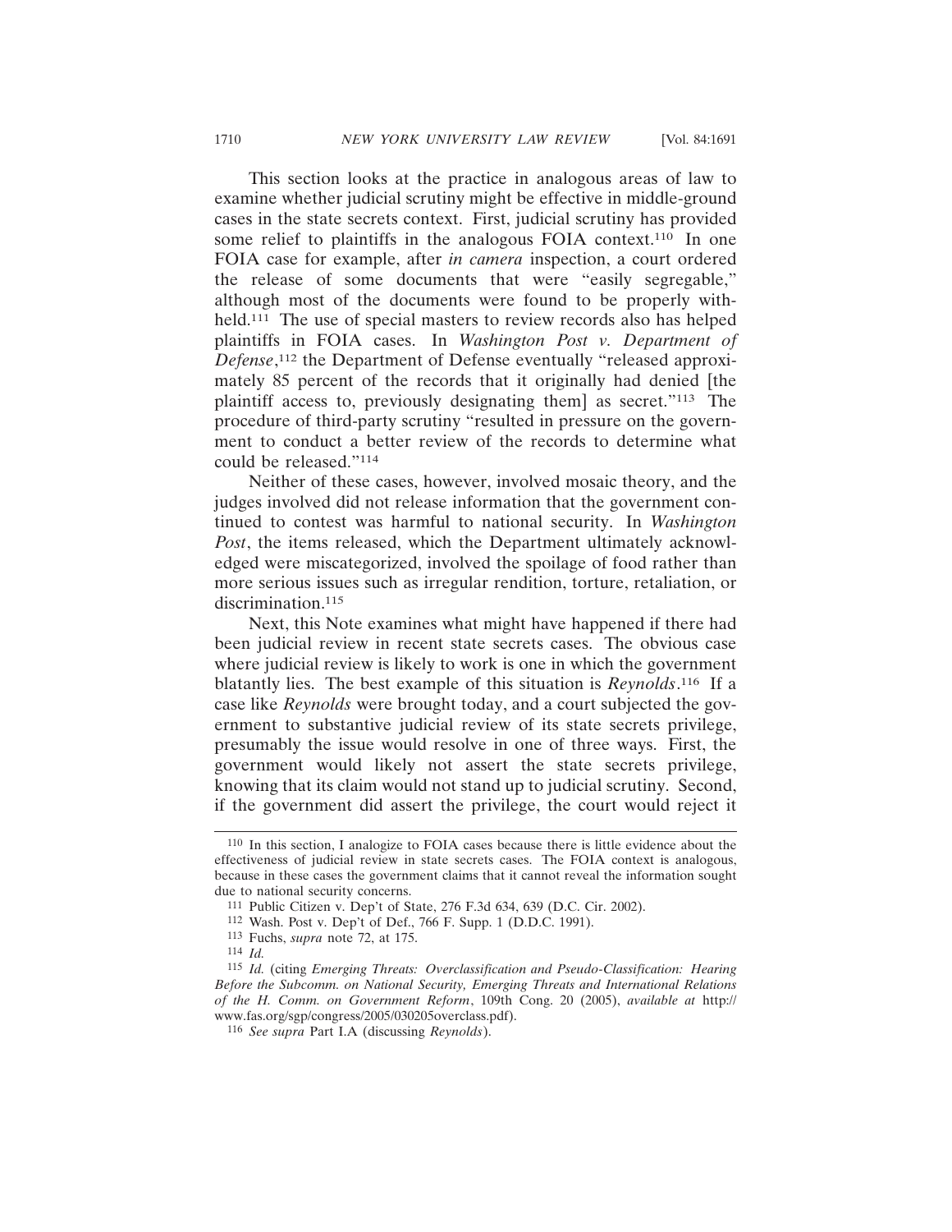This section looks at the practice in analogous areas of law to examine whether judicial scrutiny might be effective in middle-ground cases in the state secrets context. First, judicial scrutiny has provided some relief to plaintiffs in the analogous FOIA context.[110] In one FOIA case for example, after *in camera* inspection, a court ordered the release of some documents that were "easily segregable," although most of the documents were found to be properly withheld.[111] The use of special masters to review records also has helped plaintiffs in FOIA cases. In *Washington Post v. Department of Defense*,[112] the Department of Defense eventually "released approximately 85 percent of the records that it originally had denied [the plaintiff access to, previously designating them] as secret."[113] The procedure of third-party scrutiny "resulted in pressure on the government to conduct a better review of the records to determine what could be released."[114]

Neither of these cases, however, involved mosaic theory, and the judges involved did not release information that the government continued to contest was harmful to national security. In *Washington Post*, the items released, which the Department ultimately acknowledged were miscategorized, involved the spoilage of food rather than more serious issues such as irregular rendition, torture, retaliation, or discrimination.[115]

Next, this Note examines what might have happened if there had been judicial review in recent state secrets cases. The obvious case where judicial review is likely to work is one in which the government blatantly lies. The best example of this situation is *Reynolds*.[116] If a case like *Reynolds* were brought today, and a court subjected the government to substantive judicial review of its state secrets privilege, presumably the issue would resolve in one of three ways. First, the government would likely not assert the state secrets privilege, knowing that its claim would not stand up to judicial scrutiny. Second, if the government did assert the privilege, the court would reject it

---

[110] In this section, I analogize to FOIA cases because there is little evidence about the effectiveness of judicial review in state secrets cases. The FOIA context is analogous, because in these cases the government claims that it cannot reveal the information sought due to national security concerns.

[111] Public Citizen v. Dep't of State, 276 F.3d 634, 639 (D.C. Cir. 2002).

[112] Wash. Post v. Dep't of Def., 766 F. Supp. 1 (D.D.C. 1991).

[113] Fuchs, *supra* note 72, at 175.

[114] *Id.*

[115] *Id.* (citing *Emerging Threats: Overclassification and Pseudo-Classification: Hearing Before the Subcomm. on National Security, Emerging Threats and International Relations of the H. Comm. on Government Reform*, 109th Cong. 20 (2005), *available at* http://www.fas.org/sgp/congress/2005/030205overclass.pdf).

[116] *See supra* Part I.A (discussing *Reynolds*).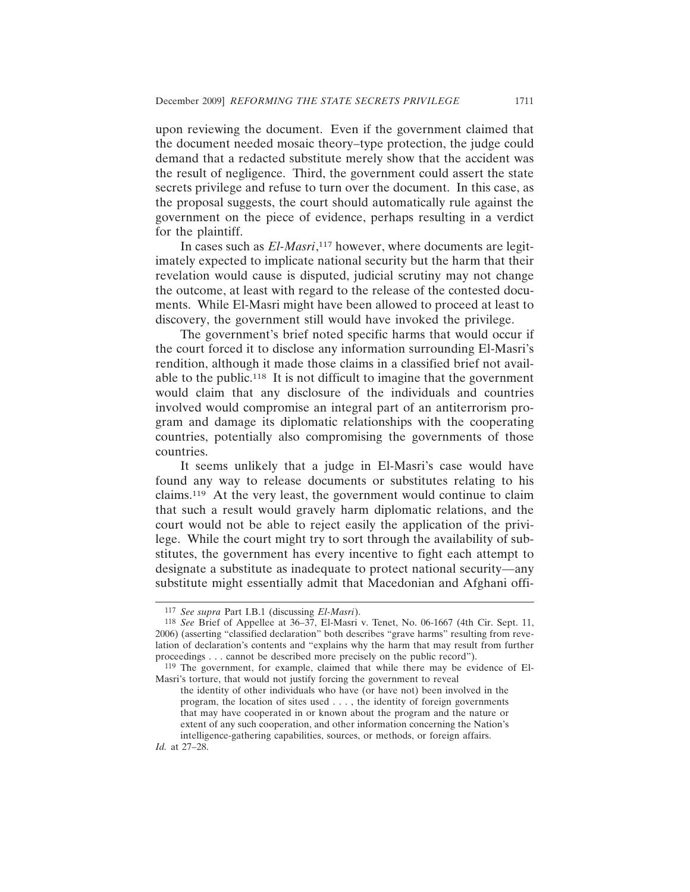upon reviewing the document. Even if the government claimed that the document needed mosaic theory–type protection, the judge could demand that a redacted substitute merely show that the accident was the result of negligence. Third, the government could assert the state secrets privilege and refuse to turn over the document. In this case, as the proposal suggests, the court should automatically rule against the government on the piece of evidence, perhaps resulting in a verdict for the plaintiff.

In cases such as *El-Masri*,[117] however, where documents are legitimately expected to implicate national security but the harm that their revelation would cause is disputed, judicial scrutiny may not change the outcome, at least with regard to the release of the contested documents. While El-Masri might have been allowed to proceed at least to discovery, the government still would have invoked the privilege.

The government's brief noted specific harms that would occur if the court forced it to disclose any information surrounding El-Masri's rendition, although it made those claims in a classified brief not available to the public.[118] It is not difficult to imagine that the government would claim that any disclosure of the individuals and countries involved would compromise an integral part of an antiterrorism program and damage its diplomatic relationships with the cooperating countries, potentially also compromising the governments of those countries.

It seems unlikely that a judge in El-Masri's case would have found any way to release documents or substitutes relating to his claims.[119] At the very least, the government would continue to claim that such a result would gravely harm diplomatic relations, and the court would not be able to reject easily the application of the privilege. While the court might try to sort through the availability of substitutes, the government has every incentive to fight each attempt to designate a substitute as inadequate to protect national security—any substitute might essentially admit that Macedonian and Afghani offi-

---

[117] *See supra* Part I.B.1 (discussing *El-Masri*).

[118] *See* Brief of Appellee at 36–37, El-Masri v. Tenet, No. 06-1667 (4th Cir. Sept. 11, 2006) (asserting "classified declaration" both describes "grave harms" resulting from revelation of declaration's contents and "explains why the harm that may result from further proceedings . . . cannot be described more precisely on the public record").

[119] The government, for example, claimed that while there may be evidence of El-Masri's torture, that would not justify forcing the government to reveal

> the identity of other individuals who have (or have not) been involved in the program, the location of sites used . . . , the identity of foreign governments that may have cooperated in or known about the program and the nature or extent of any such cooperation, and other information concerning the Nation's intelligence-gathering capabilities, sources, or methods, or foreign affairs.

*Id.* at 27–28.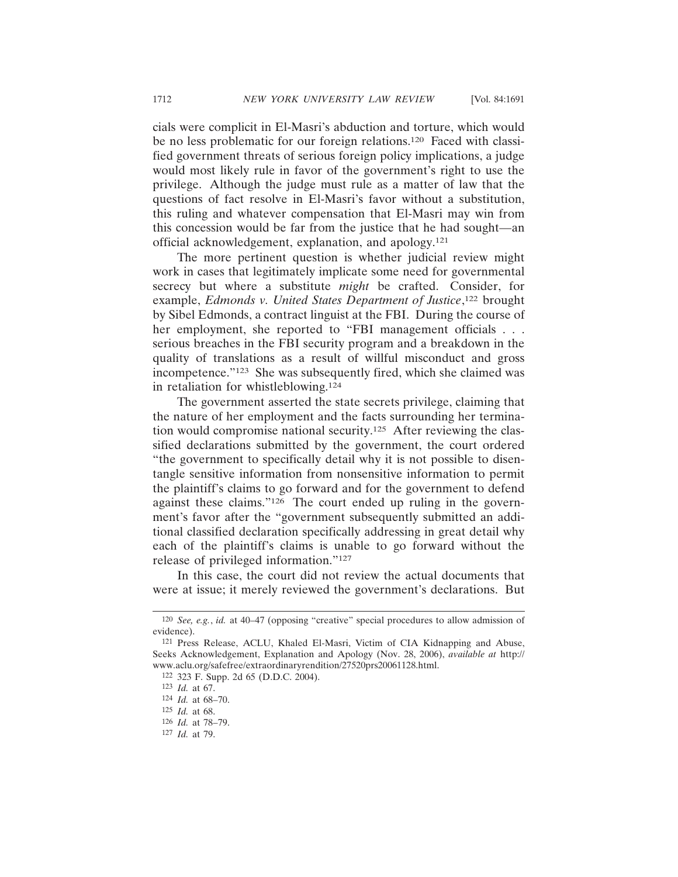cials were complicit in El-Masri's abduction and torture, which would be no less problematic for our foreign relations.[120] Faced with classified government threats of serious foreign policy implications, a judge would most likely rule in favor of the government's right to use the privilege. Although the judge must rule as a matter of law that the questions of fact resolve in El-Masri's favor without a substitution, this ruling and whatever compensation that El-Masri may win from this concession would be far from the justice that he had sought—an official acknowledgement, explanation, and apology.[121]

The more pertinent question is whether judicial review might work in cases that legitimately implicate some need for governmental secrecy but where a substitute *might* be crafted. Consider, for example, *Edmonds v. United States Department of Justice*,[122] brought by Sibel Edmonds, a contract linguist at the FBI. During the course of her employment, she reported to "FBI management officials . . . serious breaches in the FBI security program and a breakdown in the quality of translations as a result of willful misconduct and gross incompetence."[123] She was subsequently fired, which she claimed was in retaliation for whistleblowing.[124]

The government asserted the state secrets privilege, claiming that the nature of her employment and the facts surrounding her termination would compromise national security.[125] After reviewing the classified declarations submitted by the government, the court ordered "the government to specifically detail why it is not possible to disentangle sensitive information from nonsensitive information to permit the plaintiff's claims to go forward and for the government to defend against these claims."[126] The court ended up ruling in the government's favor after the "government subsequently submitted an additional classified declaration specifically addressing in great detail why each of the plaintiff's claims is unable to go forward without the release of privileged information."[127]

In this case, the court did not review the actual documents that were at issue; it merely reviewed the government's declarations. But

---

[120] *See, e.g.*, *id.* at 40–47 (opposing "creative" special procedures to allow admission of evidence).

[121] Press Release, ACLU, Khaled El-Masri, Victim of CIA Kidnapping and Abuse, Seeks Acknowledgement, Explanation and Apology (Nov. 28, 2006), *available at* http://www.aclu.org/safefree/extraordinaryrendition/27520prs20061128.html.

[122] 323 F. Supp. 2d 65 (D.D.C. 2004).

[123] *Id.* at 67.

[124] *Id.* at 68–70.

[125] *Id.* at 68.

[126] *Id.* at 78–79.

[127] *Id.* at 79.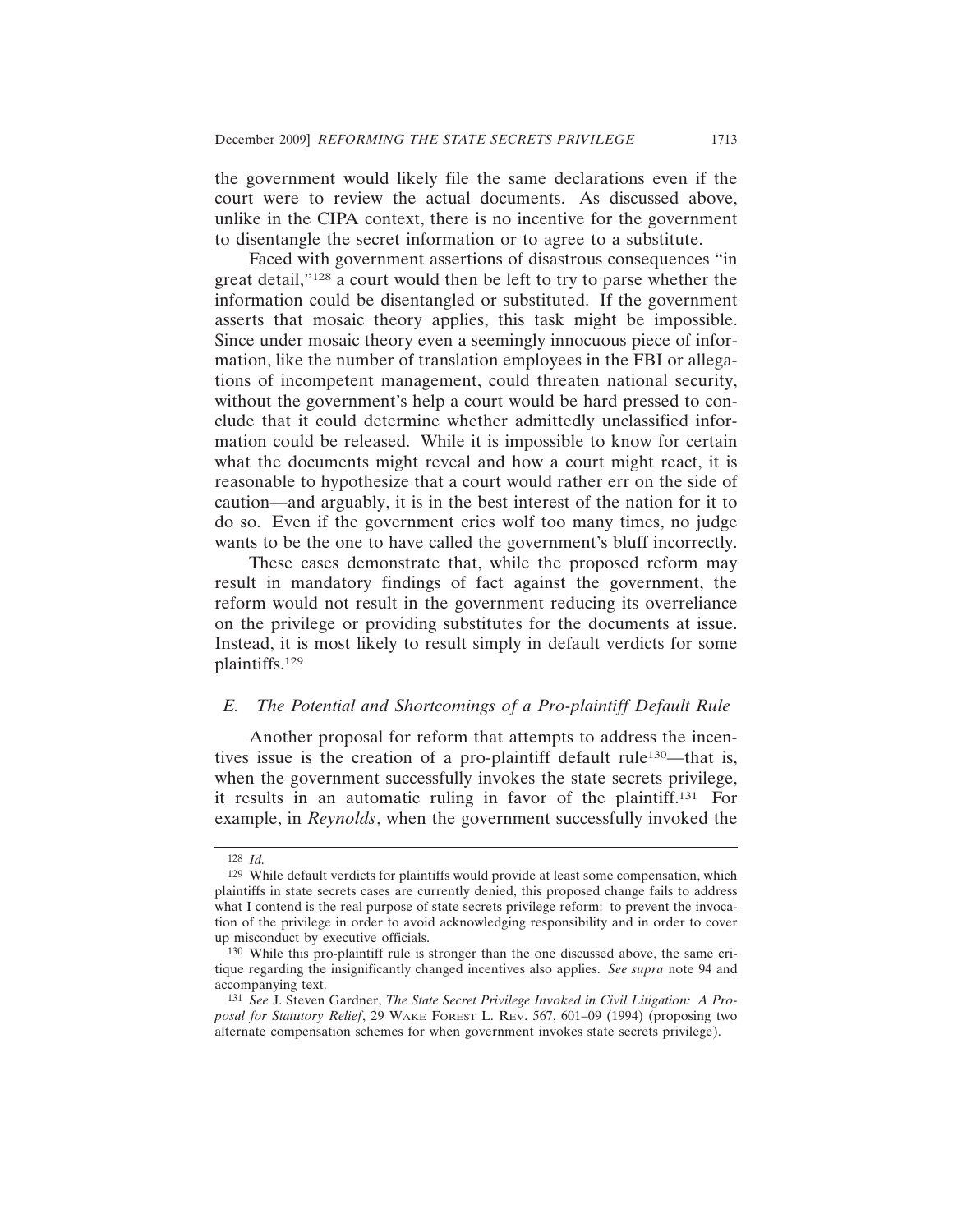the government would likely file the same declarations even if the court were to review the actual documents. As discussed above, unlike in the CIPA context, there is no incentive for the government to disentangle the secret information or to agree to a substitute.

Faced with government assertions of disastrous consequences "in great detail,"[128] a court would then be left to try to parse whether the information could be disentangled or substituted. If the government asserts that mosaic theory applies, this task might be impossible. Since under mosaic theory even a seemingly innocuous piece of information, like the number of translation employees in the FBI or allegations of incompetent management, could threaten national security, without the government's help a court would be hard pressed to conclude that it could determine whether admittedly unclassified information could be released. While it is impossible to know for certain what the documents might reveal and how a court might react, it is reasonable to hypothesize that a court would rather err on the side of caution—and arguably, it is in the best interest of the nation for it to do so. Even if the government cries wolf too many times, no judge wants to be the one to have called the government's bluff incorrectly.

These cases demonstrate that, while the proposed reform may result in mandatory findings of fact against the government, the reform would not result in the government reducing its overreliance on the privilege or providing substitutes for the documents at issue. Instead, it is most likely to result simply in default verdicts for some plaintiffs.[129]

### *E. The Potential and Shortcomings of a Pro-plaintiff Default Rule*

Another proposal for reform that attempts to address the incentives issue is the creation of a pro-plaintiff default rule[130]—that is, when the government successfully invokes the state secrets privilege, it results in an automatic ruling in favor of the plaintiff.[131] For example, in *Reynolds*, when the government successfully invoked the

---

[128] *Id.*

[129] While default verdicts for plaintiffs would provide at least some compensation, which plaintiffs in state secrets cases are currently denied, this proposed change fails to address what I contend is the real purpose of state secrets privilege reform: to prevent the invocation of the privilege in order to avoid acknowledging responsibility and in order to cover up misconduct by executive officials.

[130] While this pro-plaintiff rule is stronger than the one discussed above, the same critique regarding the insignificantly changed incentives also applies. *See supra* note 94 and accompanying text.

[131] *See* J. Steven Gardner, *The State Secret Privilege Invoked in Civil Litigation: A Proposal for Statutory Relief*, 29 WAKE FOREST L. REV. 567, 601–09 (1994) (proposing two alternate compensation schemes for when government invokes state secrets privilege).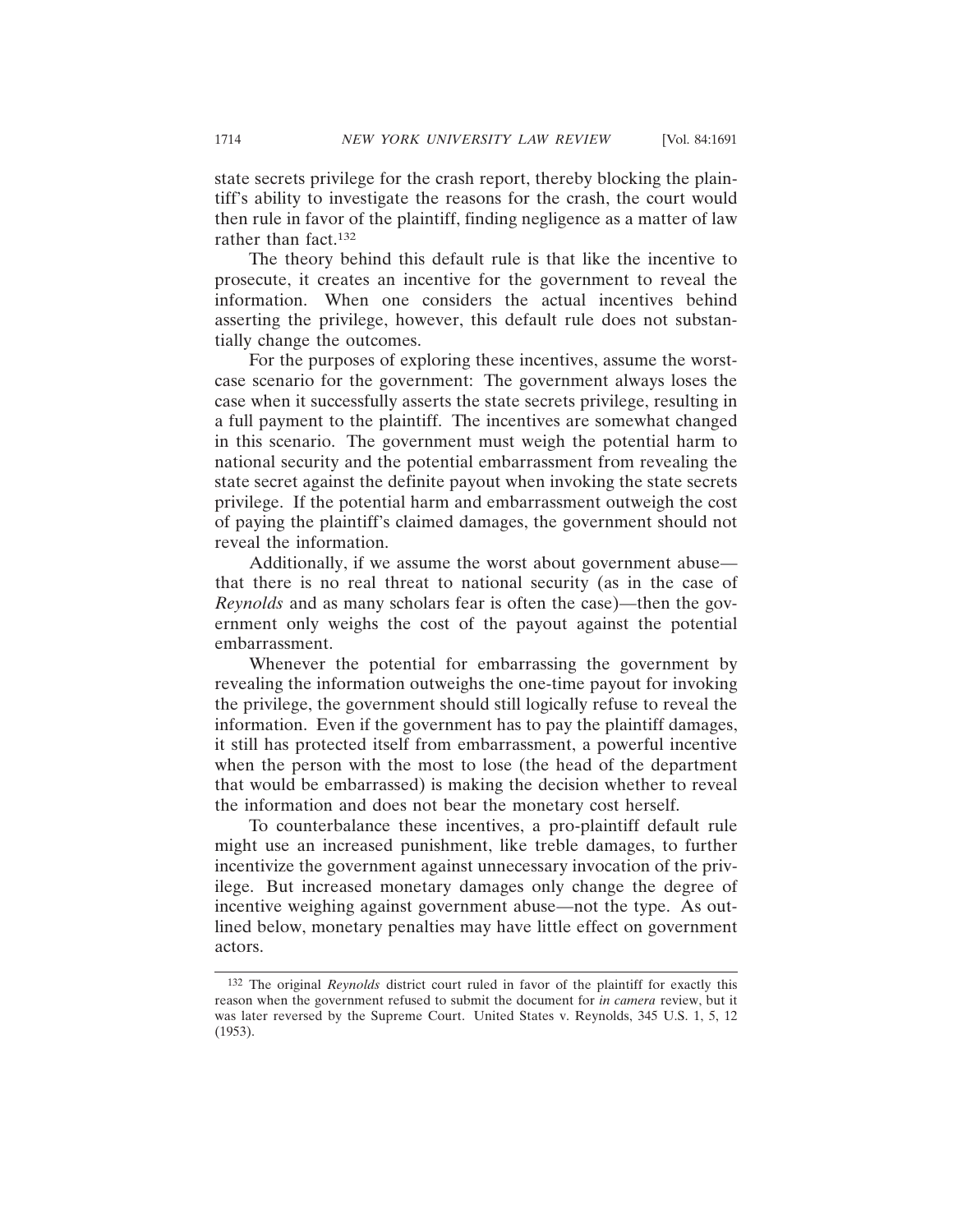state secrets privilege for the crash report, thereby blocking the plaintiff's ability to investigate the reasons for the crash, the court would then rule in favor of the plaintiff, finding negligence as a matter of law rather than fact.[132]

The theory behind this default rule is that like the incentive to prosecute, it creates an incentive for the government to reveal the information. When one considers the actual incentives behind asserting the privilege, however, this default rule does not substantially change the outcomes.

For the purposes of exploring these incentives, assume the worst-case scenario for the government: The government always loses the case when it successfully asserts the state secrets privilege, resulting in a full payment to the plaintiff. The incentives are somewhat changed in this scenario. The government must weigh the potential harm to national security and the potential embarrassment from revealing the state secret against the definite payout when invoking the state secrets privilege. If the potential harm and embarrassment outweigh the cost of paying the plaintiff's claimed damages, the government should not reveal the information.

Additionally, if we assume the worst about government abuse—that there is no real threat to national security (as in the case of *Reynolds* and as many scholars fear is often the case)—then the government only weighs the cost of the payout against the potential embarrassment.

Whenever the potential for embarrassing the government by revealing the information outweighs the one-time payout for invoking the privilege, the government should still logically refuse to reveal the information. Even if the government has to pay the plaintiff damages, it still has protected itself from embarrassment, a powerful incentive when the person with the most to lose (the head of the department that would be embarrassed) is making the decision whether to reveal the information and does not bear the monetary cost herself.

To counterbalance these incentives, a pro-plaintiff default rule might use an increased punishment, like treble damages, to further incentivize the government against unnecessary invocation of the privilege. But increased monetary damages only change the degree of incentive weighing against government abuse—not the type. As outlined below, monetary penalties may have little effect on government actors.

---

[132] The original *Reynolds* district court ruled in favor of the plaintiff for exactly this reason when the government refused to submit the document for *in camera* review, but it was later reversed by the Supreme Court. United States v. Reynolds, 345 U.S. 1, 5, 12 (1953).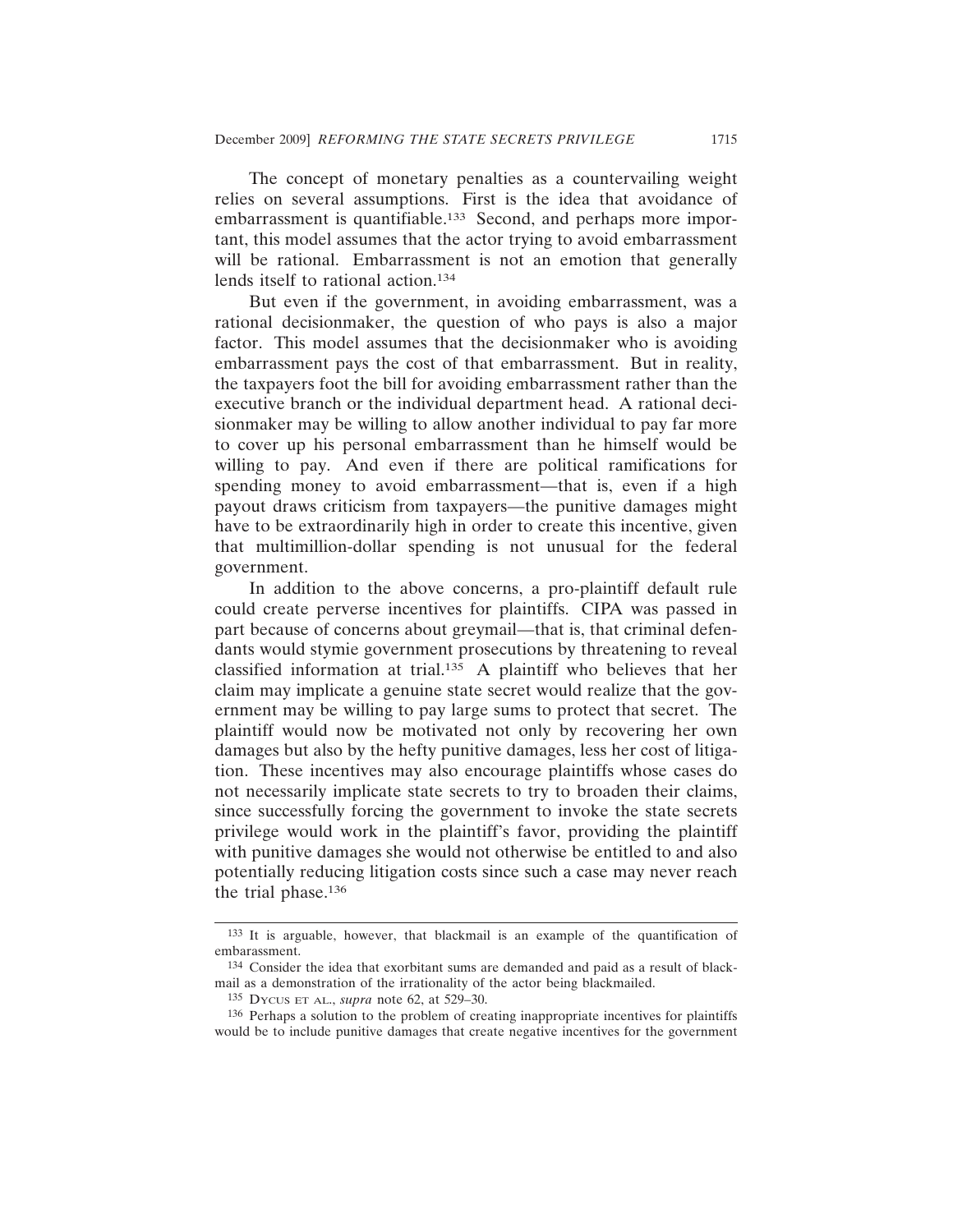The concept of monetary penalties as a countervailing weight relies on several assumptions. First is the idea that avoidance of embarrassment is quantifiable.[133] Second, and perhaps more important, this model assumes that the actor trying to avoid embarrassment will be rational. Embarrassment is not an emotion that generally lends itself to rational action.[134]

But even if the government, in avoiding embarrassment, was a rational decisionmaker, the question of who pays is also a major factor. This model assumes that the decisionmaker who is avoiding embarrassment pays the cost of that embarrassment. But in reality, the taxpayers foot the bill for avoiding embarrassment rather than the executive branch or the individual department head. A rational decisionmaker may be willing to allow another individual to pay far more to cover up his personal embarrassment than he himself would be willing to pay. And even if there are political ramifications for spending money to avoid embarrassment—that is, even if a high payout draws criticism from taxpayers—the punitive damages might have to be extraordinarily high in order to create this incentive, given that multimillion-dollar spending is not unusual for the federal government.

In addition to the above concerns, a pro-plaintiff default rule could create perverse incentives for plaintiffs. CIPA was passed in part because of concerns about greymail—that is, that criminal defendants would stymie government prosecutions by threatening to reveal classified information at trial.[135] A plaintiff who believes that her claim may implicate a genuine state secret would realize that the government may be willing to pay large sums to protect that secret. The plaintiff would now be motivated not only by recovering her own damages but also by the hefty punitive damages, less her cost of litigation. These incentives may also encourage plaintiffs whose cases do not necessarily implicate state secrets to try to broaden their claims, since successfully forcing the government to invoke the state secrets privilege would work in the plaintiff's favor, providing the plaintiff with punitive damages she would not otherwise be entitled to and also potentially reducing litigation costs since such a case may never reach the trial phase.[136]

---

[133] It is arguable, however, that blackmail is an example of the quantification of embarassment.

[134] Consider the idea that exorbitant sums are demanded and paid as a result of blackmail as a demonstration of the irrationality of the actor being blackmailed.

[135] DYCUS ET AL., *supra* note 62, at 529–30.

[136] Perhaps a solution to the problem of creating inappropriate incentives for plaintiffs would be to include punitive damages that create negative incentives for the government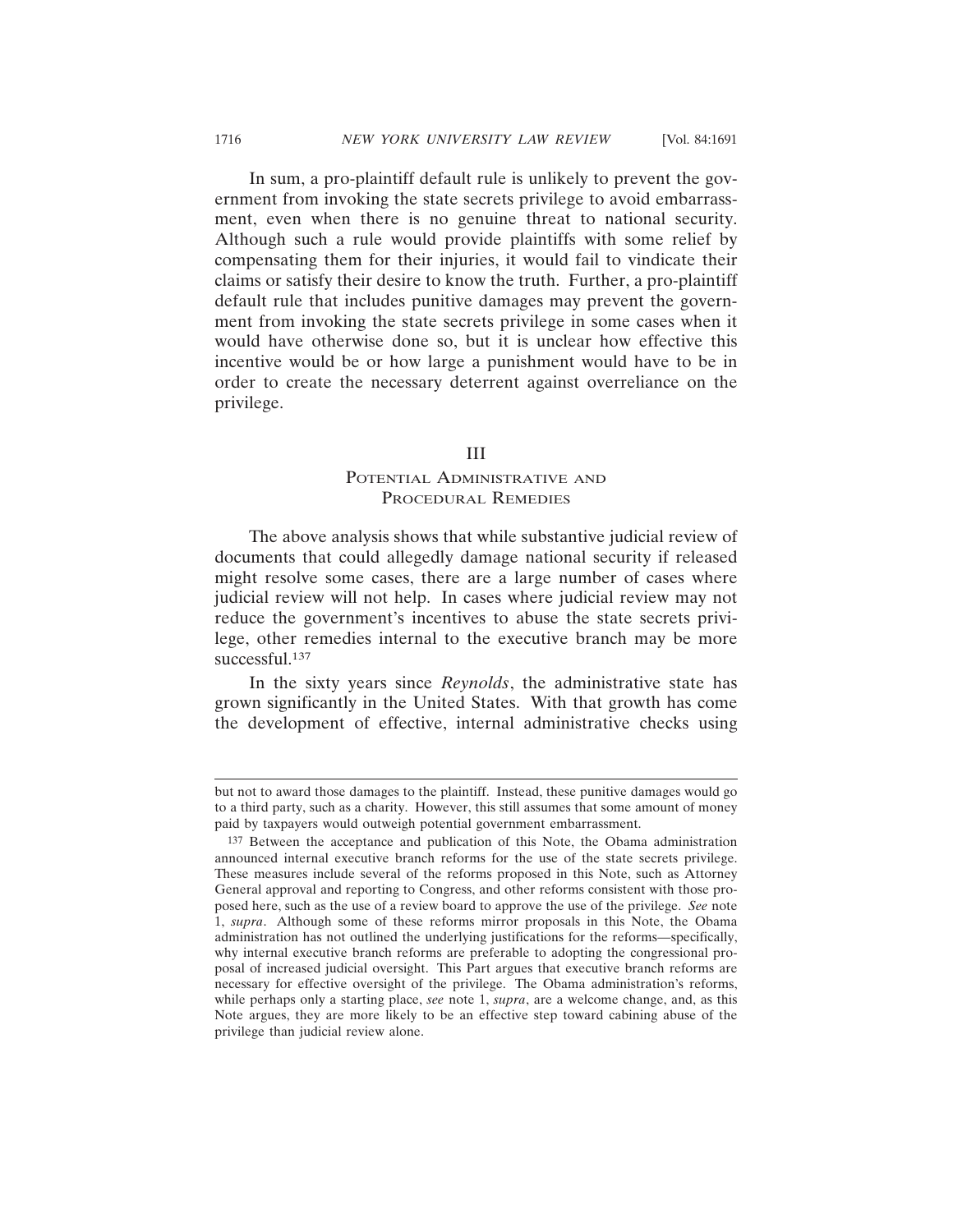In sum, a pro-plaintiff default rule is unlikely to prevent the government from invoking the state secrets privilege to avoid embarrassment, even when there is no genuine threat to national security. Although such a rule would provide plaintiffs with some relief by compensating them for their injuries, it would fail to vindicate their claims or satisfy their desire to know the truth. Further, a pro-plaintiff default rule that includes punitive damages may prevent the government from invoking the state secrets privilege in some cases when it would have otherwise done so, but it is unclear how effective this incentive would be or how large a punishment would have to be in order to create the necessary deterrent against overreliance on the privilege.

## III

## Potential Administrative and Procedural Remedies

The above analysis shows that while substantive judicial review of documents that could allegedly damage national security if released might resolve some cases, there are a large number of cases where judicial review will not help. In cases where judicial review may not reduce the government's incentives to abuse the state secrets privilege, other remedies internal to the executive branch may be more successful.[137]

In the sixty years since *Reynolds*, the administrative state has grown significantly in the United States. With that growth has come the development of effective, internal administrative checks using

---

but not to award those damages to the plaintiff. Instead, these punitive damages would go to a third party, such as a charity. However, this still assumes that some amount of money paid by taxpayers would outweigh potential government embarrassment.

[137] Between the acceptance and publication of this Note, the Obama administration announced internal executive branch reforms for the use of the state secrets privilege. These measures include several of the reforms proposed in this Note, such as Attorney General approval and reporting to Congress, and other reforms consistent with those proposed here, such as the use of a review board to approve the use of the privilege. *See* note 1, *supra*. Although some of these reforms mirror proposals in this Note, the Obama administration has not outlined the underlying justifications for the reforms—specifically, why internal executive branch reforms are preferable to adopting the congressional proposal of increased judicial oversight. This Part argues that executive branch reforms are necessary for effective oversight of the privilege. The Obama administration's reforms, while perhaps only a starting place, *see* note 1, *supra*, are a welcome change, and, as this Note argues, they are more likely to be an effective step toward cabining abuse of the privilege than judicial review alone.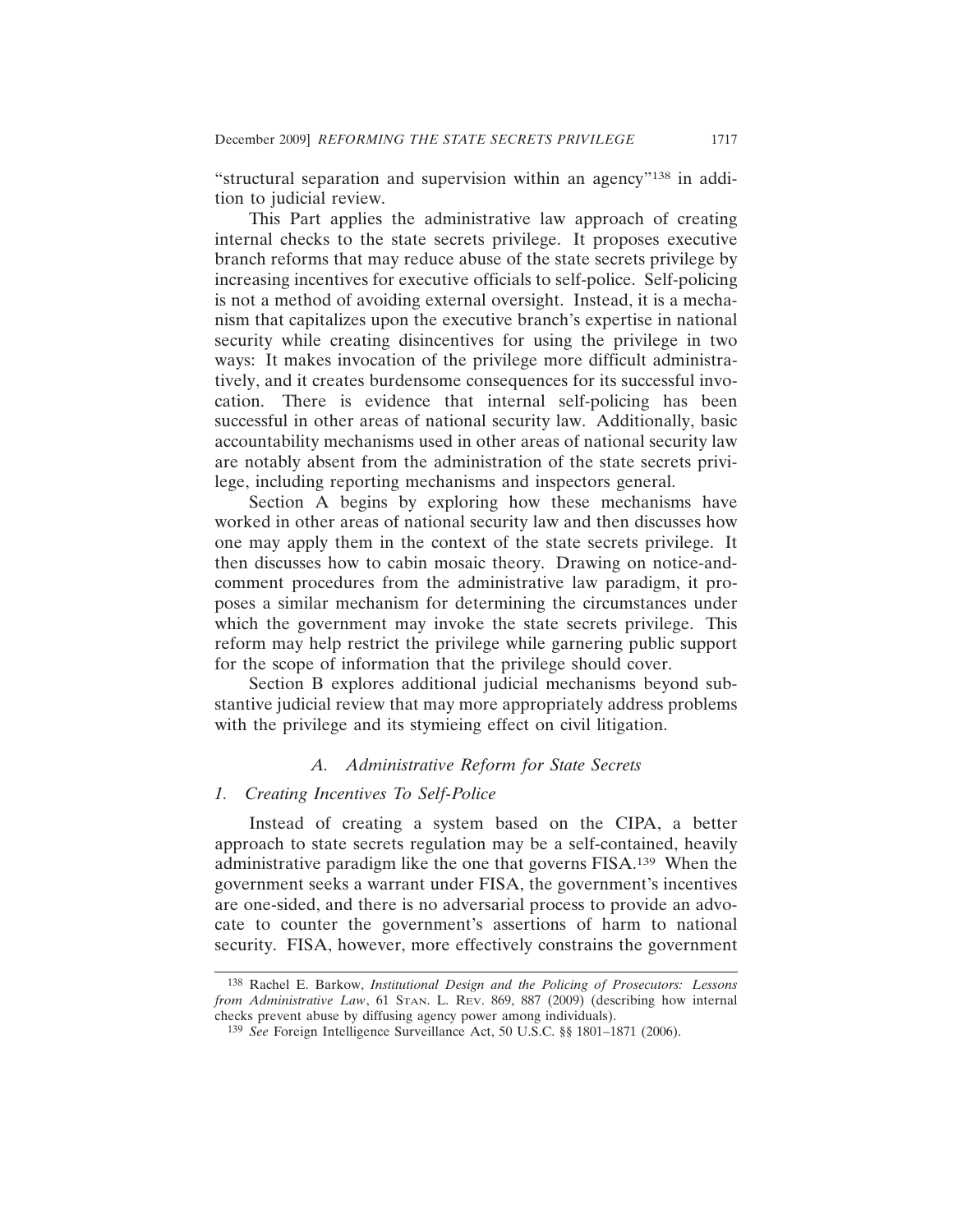"structural separation and supervision within an agency"[138] in addition to judicial review.

This Part applies the administrative law approach of creating internal checks to the state secrets privilege. It proposes executive branch reforms that may reduce abuse of the state secrets privilege by increasing incentives for executive officials to self-police. Self-policing is not a method of avoiding external oversight. Instead, it is a mechanism that capitalizes upon the executive branch's expertise in national security while creating disincentives for using the privilege in two ways: It makes invocation of the privilege more difficult administratively, and it creates burdensome consequences for its successful invocation. There is evidence that internal self-policing has been successful in other areas of national security law. Additionally, basic accountability mechanisms used in other areas of national security law are notably absent from the administration of the state secrets privilege, including reporting mechanisms and inspectors general.

Section A begins by exploring how these mechanisms have worked in other areas of national security law and then discusses how one may apply them in the context of the state secrets privilege. It then discusses how to cabin mosaic theory. Drawing on notice-and-comment procedures from the administrative law paradigm, it proposes a similar mechanism for determining the circumstances under which the government may invoke the state secrets privilege. This reform may help restrict the privilege while garnering public support for the scope of information that the privilege should cover.

Section B explores additional judicial mechanisms beyond substantive judicial review that may more appropriately address problems with the privilege and its stymieing effect on civil litigation.

### *A. Administrative Reform for State Secrets*

#### *1. Creating Incentives To Self-Police*

Instead of creating a system based on the CIPA, a better approach to state secrets regulation may be a self-contained, heavily administrative paradigm like the one that governs FISA.[139] When the government seeks a warrant under FISA, the government's incentives are one-sided, and there is no adversarial process to provide an advocate to counter the government's assertions of harm to national security. FISA, however, more effectively constrains the government

---

[138] Rachel E. Barkow, *Institutional Design and the Policing of Prosecutors: Lessons from Administrative Law*, 61 STAN. L. REV. 869, 887 (2009) (describing how internal checks prevent abuse by diffusing agency power among individuals).

[139] *See* Foreign Intelligence Surveillance Act, 50 U.S.C. §§ 1801–1871 (2006).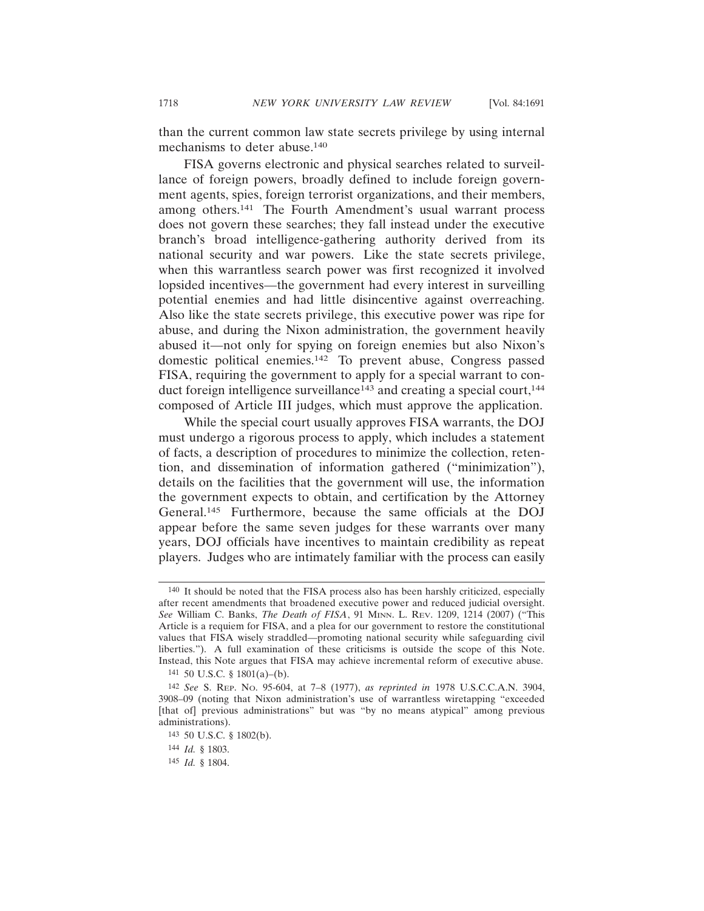than the current common law state secrets privilege by using internal mechanisms to deter abuse.[140]

FISA governs electronic and physical searches related to surveillance of foreign powers, broadly defined to include foreign government agents, spies, foreign terrorist organizations, and their members, among others.[141] The Fourth Amendment's usual warrant process does not govern these searches; they fall instead under the executive branch's broad intelligence-gathering authority derived from its national security and war powers. Like the state secrets privilege, when this warrantless search power was first recognized it involved lopsided incentives—the government had every interest in surveilling potential enemies and had little disincentive against overreaching. Also like the state secrets privilege, this executive power was ripe for abuse, and during the Nixon administration, the government heavily abused it—not only for spying on foreign enemies but also Nixon's domestic political enemies.[142] To prevent abuse, Congress passed FISA, requiring the government to apply for a special warrant to conduct foreign intelligence surveillance[143] and creating a special court,[144] composed of Article III judges, which must approve the application.

While the special court usually approves FISA warrants, the DOJ must undergo a rigorous process to apply, which includes a statement of facts, a description of procedures to minimize the collection, retention, and dissemination of information gathered ("minimization"), details on the facilities that the government will use, the information the government expects to obtain, and certification by the Attorney General.[145] Furthermore, because the same officials at the DOJ appear before the same seven judges for these warrants over many years, DOJ officials have incentives to maintain credibility as repeat players. Judges who are intimately familiar with the process can easily

---

[140] It should be noted that the FISA process also has been harshly criticized, especially after recent amendments that broadened executive power and reduced judicial oversight. *See* William C. Banks, *The Death of FISA*, 91 MINN. L. REV. 1209, 1214 (2007) ("This Article is a requiem for FISA, and a plea for our government to restore the constitutional values that FISA wisely straddled—promoting national security while safeguarding civil liberties."). A full examination of these criticisms is outside the scope of this Note. Instead, this Note argues that FISA may achieve incremental reform of executive abuse.

[141] 50 U.S.C. § 1801(a)–(b).

[142] *See* S. REP. NO. 95-604, at 7–8 (1977), *as reprinted in* 1978 U.S.C.C.A.N. 3904, 3908–09 (noting that Nixon administration's use of warrantless wiretapping "exceeded [that of] previous administrations" but was "by no means atypical" among previous administrations).

[143] 50 U.S.C. § 1802(b).

[144] *Id.* § 1803.

[145] *Id.* § 1804.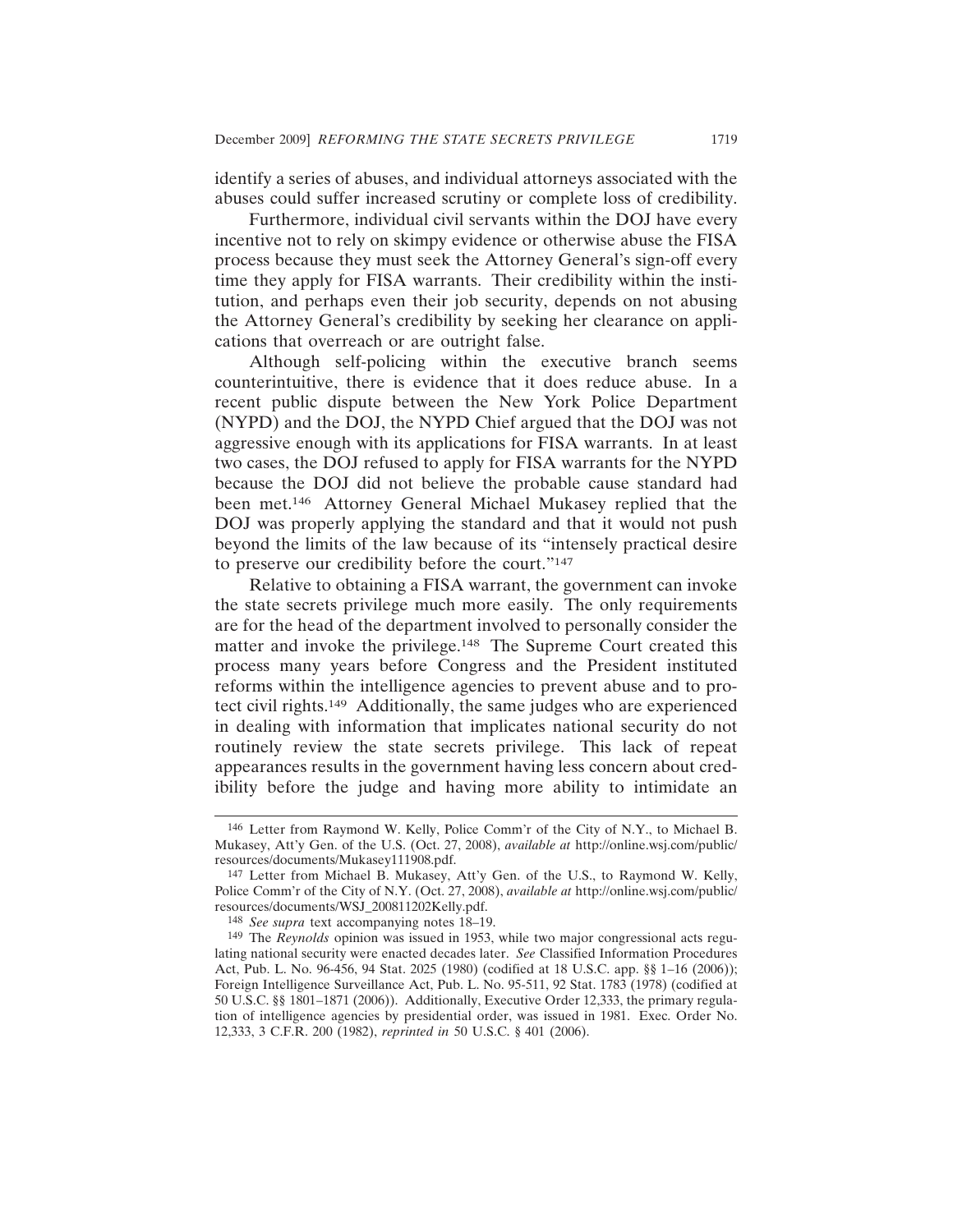identify a series of abuses, and individual attorneys associated with the abuses could suffer increased scrutiny or complete loss of credibility.

Furthermore, individual civil servants within the DOJ have every incentive not to rely on skimpy evidence or otherwise abuse the FISA process because they must seek the Attorney General's sign-off every time they apply for FISA warrants. Their credibility within the institution, and perhaps even their job security, depends on not abusing the Attorney General's credibility by seeking her clearance on applications that overreach or are outright false.

Although self-policing within the executive branch seems counterintuitive, there is evidence that it does reduce abuse. In a recent public dispute between the New York Police Department (NYPD) and the DOJ, the NYPD Chief argued that the DOJ was not aggressive enough with its applications for FISA warrants. In at least two cases, the DOJ refused to apply for FISA warrants for the NYPD because the DOJ did not believe the probable cause standard had been met.[146] Attorney General Michael Mukasey replied that the DOJ was properly applying the standard and that it would not push beyond the limits of the law because of its "intensely practical desire to preserve our credibility before the court."[147]

Relative to obtaining a FISA warrant, the government can invoke the state secrets privilege much more easily. The only requirements are for the head of the department involved to personally consider the matter and invoke the privilege.[148] The Supreme Court created this process many years before Congress and the President instituted reforms within the intelligence agencies to prevent abuse and to protect civil rights.[149] Additionally, the same judges who are experienced in dealing with information that implicates national security do not routinely review the state secrets privilege. This lack of repeat appearances results in the government having less concern about credibility before the judge and having more ability to intimidate an

---

146 Letter from Raymond W. Kelly, Police Comm'r of the City of N.Y., to Michael B. Mukasey, Att'y Gen. of the U.S. (Oct. 27, 2008), *available at* http://online.wsj.com/public/resources/documents/Mukasey111908.pdf.

147 Letter from Michael B. Mukasey, Att'y Gen. of the U.S., to Raymond W. Kelly, Police Comm'r of the City of N.Y. (Oct. 27, 2008), *available at* http://online.wsj.com/public/resources/documents/WSJ_200811202Kelly.pdf.

148 *See supra* text accompanying notes 18–19.

149 The *Reynolds* opinion was issued in 1953, while two major congressional acts regulating national security were enacted decades later. *See* Classified Information Procedures Act, Pub. L. No. 96-456, 94 Stat. 2025 (1980) (codified at 18 U.S.C. app. §§ 1–16 (2006)); Foreign Intelligence Surveillance Act, Pub. L. No. 95-511, 92 Stat. 1783 (1978) (codified at 50 U.S.C. §§ 1801–1871 (2006)). Additionally, Executive Order 12,333, the primary regulation of intelligence agencies by presidential order, was issued in 1981. Exec. Order No. 12,333, 3 C.F.R. 200 (1982), *reprinted in* 50 U.S.C. § 401 (2006).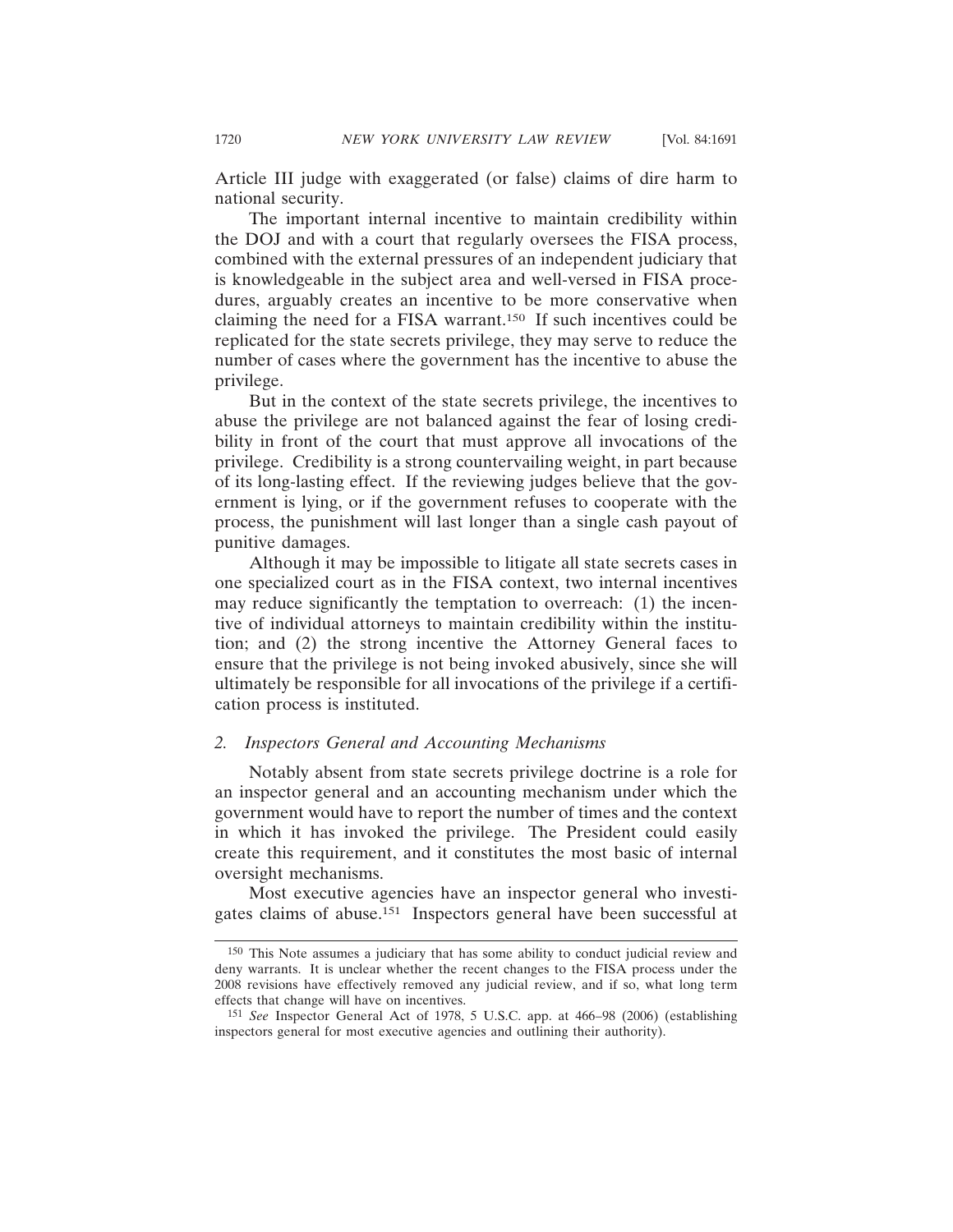Article III judge with exaggerated (or false) claims of dire harm to national security.

The important internal incentive to maintain credibility within the DOJ and with a court that regularly oversees the FISA process, combined with the external pressures of an independent judiciary that is knowledgeable in the subject area and well-versed in FISA procedures, arguably creates an incentive to be more conservative when claiming the need for a FISA warrant.[150] If such incentives could be replicated for the state secrets privilege, they may serve to reduce the number of cases where the government has the incentive to abuse the privilege.

But in the context of the state secrets privilege, the incentives to abuse the privilege are not balanced against the fear of losing credibility in front of the court that must approve all invocations of the privilege. Credibility is a strong countervailing weight, in part because of its long-lasting effect. If the reviewing judges believe that the government is lying, or if the government refuses to cooperate with the process, the punishment will last longer than a single cash payout of punitive damages.

Although it may be impossible to litigate all state secrets cases in one specialized court as in the FISA context, two internal incentives may reduce significantly the temptation to overreach: (1) the incentive of individual attorneys to maintain credibility within the institution; and (2) the strong incentive the Attorney General faces to ensure that the privilege is not being invoked abusively, since she will ultimately be responsible for all invocations of the privilege if a certification process is instituted.

### *2. Inspectors General and Accounting Mechanisms*

Notably absent from state secrets privilege doctrine is a role for an inspector general and an accounting mechanism under which the government would have to report the number of times and the context in which it has invoked the privilege. The President could easily create this requirement, and it constitutes the most basic of internal oversight mechanisms.

Most executive agencies have an inspector general who investigates claims of abuse.[151] Inspectors general have been successful at

---

[150] This Note assumes a judiciary that has some ability to conduct judicial review and deny warrants. It is unclear whether the recent changes to the FISA process under the 2008 revisions have effectively removed any judicial review, and if so, what long term effects that change will have on incentives.

[151] *See* Inspector General Act of 1978, 5 U.S.C. app. at 466–98 (2006) (establishing inspectors general for most executive agencies and outlining their authority).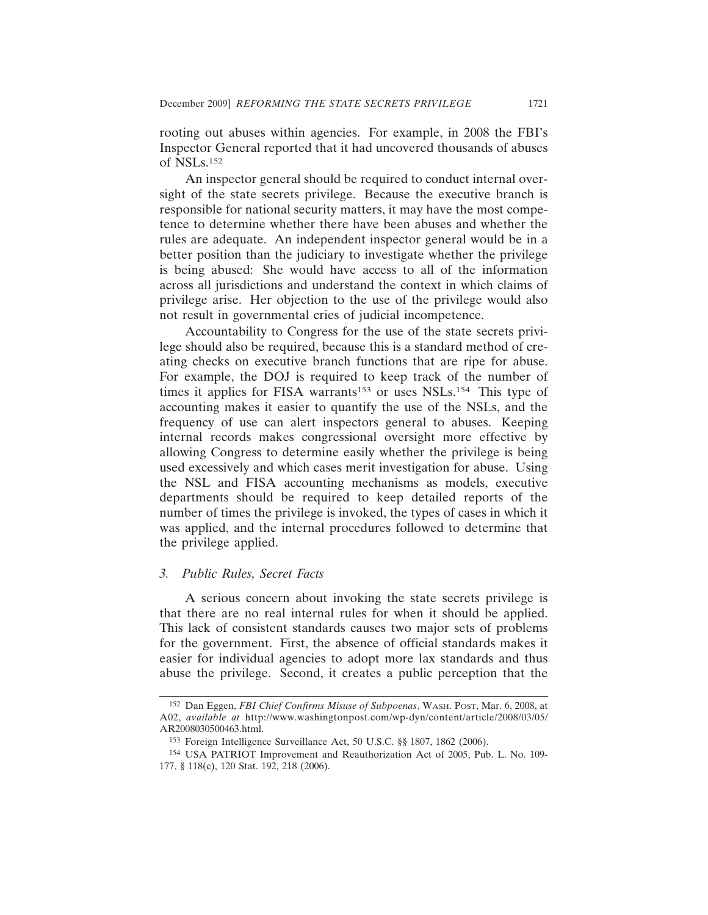rooting out abuses within agencies. For example, in 2008 the FBI's Inspector General reported that it had uncovered thousands of abuses of NSLs.[152]

An inspector general should be required to conduct internal oversight of the state secrets privilege. Because the executive branch is responsible for national security matters, it may have the most competence to determine whether there have been abuses and whether the rules are adequate. An independent inspector general would be in a better position than the judiciary to investigate whether the privilege is being abused: She would have access to all of the information across all jurisdictions and understand the context in which claims of privilege arise. Her objection to the use of the privilege would also not result in governmental cries of judicial incompetence.

Accountability to Congress for the use of the state secrets privilege should also be required, because this is a standard method of creating checks on executive branch functions that are ripe for abuse. For example, the DOJ is required to keep track of the number of times it applies for FISA warrants[153] or uses NSLs.[154] This type of accounting makes it easier to quantify the use of the NSLs, and the frequency of use can alert inspectors general to abuses. Keeping internal records makes congressional oversight more effective by allowing Congress to determine easily whether the privilege is being used excessively and which cases merit investigation for abuse. Using the NSL and FISA accounting mechanisms as models, executive departments should be required to keep detailed reports of the number of times the privilege is invoked, the types of cases in which it was applied, and the internal procedures followed to determine that the privilege applied.

### 3. *Public Rules, Secret Facts*

A serious concern about invoking the state secrets privilege is that there are no real internal rules for when it should be applied. This lack of consistent standards causes two major sets of problems for the government. First, the absence of official standards makes it easier for individual agencies to adopt more lax standards and thus abuse the privilege. Second, it creates a public perception that the

---

[152] Dan Eggen, *FBI Chief Confirms Misuse of Subpoenas*, WASH. POST, Mar. 6, 2008, at A02, *available at* http://www.washingtonpost.com/wp-dyn/content/article/2008/03/05/AR2008030500463.html.

[153] Foreign Intelligence Surveillance Act, 50 U.S.C. §§ 1807, 1862 (2006).

[154] USA PATRIOT Improvement and Reauthorization Act of 2005, Pub. L. No. 109-177, § 118(c), 120 Stat. 192, 218 (2006).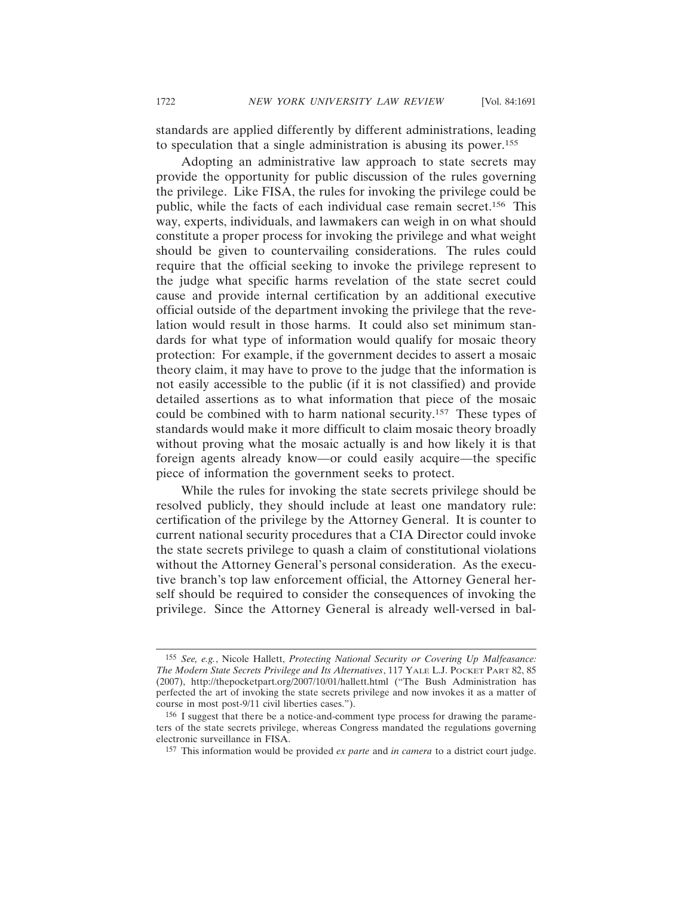standards are applied differently by different administrations, leading to speculation that a single administration is abusing its power.[155]

Adopting an administrative law approach to state secrets may provide the opportunity for public discussion of the rules governing the privilege. Like FISA, the rules for invoking the privilege could be public, while the facts of each individual case remain secret.[156] This way, experts, individuals, and lawmakers can weigh in on what should constitute a proper process for invoking the privilege and what weight should be given to countervailing considerations. The rules could require that the official seeking to invoke the privilege represent to the judge what specific harms revelation of the state secret could cause and provide internal certification by an additional executive official outside of the department invoking the privilege that the revelation would result in those harms. It could also set minimum standards for what type of information would qualify for mosaic theory protection: For example, if the government decides to assert a mosaic theory claim, it may have to prove to the judge that the information is not easily accessible to the public (if it is not classified) and provide detailed assertions as to what information that piece of the mosaic could be combined with to harm national security.[157] These types of standards would make it more difficult to claim mosaic theory broadly without proving what the mosaic actually is and how likely it is that foreign agents already know—or could easily acquire—the specific piece of information the government seeks to protect.

While the rules for invoking the state secrets privilege should be resolved publicly, they should include at least one mandatory rule: certification of the privilege by the Attorney General. It is counter to current national security procedures that a CIA Director could invoke the state secrets privilege to quash a claim of constitutional violations without the Attorney General's personal consideration. As the executive branch's top law enforcement official, the Attorney General herself should be required to consider the consequences of invoking the privilege. Since the Attorney General is already well-versed in bal-

---

[155] *See, e.g.*, Nicole Hallett, *Protecting National Security or Covering Up Malfeasance: The Modern State Secrets Privilege and Its Alternatives*, 117 YALE L.J. POCKET PART 82, 85 (2007), http://thepocketpart.org/2007/10/01/hallett.html ("The Bush Administration has perfected the art of invoking the state secrets privilege and now invokes it as a matter of course in most post-9/11 civil liberties cases.").

[156] I suggest that there be a notice-and-comment type process for drawing the parameters of the state secrets privilege, whereas Congress mandated the regulations governing electronic surveillance in FISA.

[157] This information would be provided *ex parte* and *in camera* to a district court judge.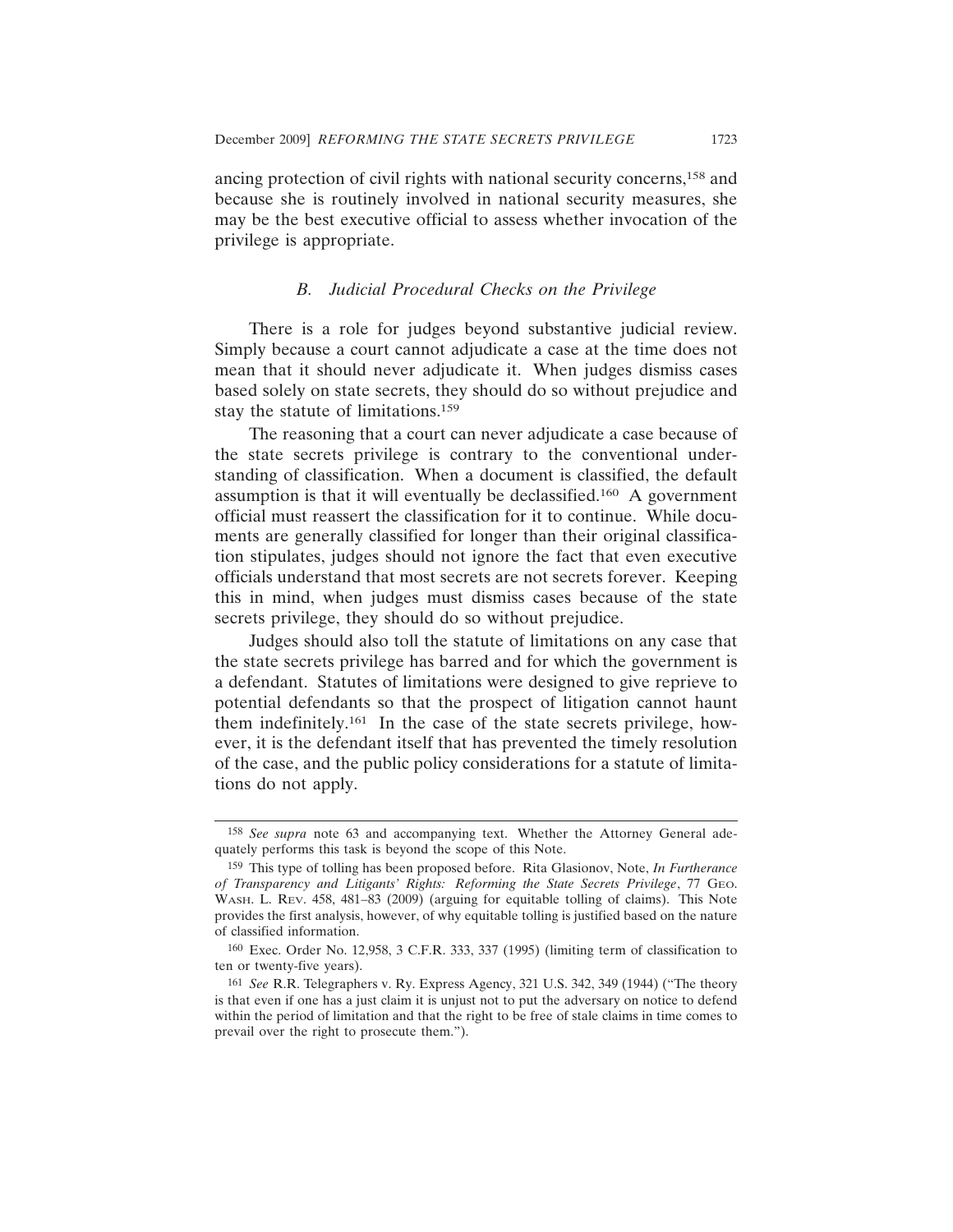ancing protection of civil rights with national security concerns,[158] and because she is routinely involved in national security measures, she may be the best executive official to assess whether invocation of the privilege is appropriate.

### *B. Judicial Procedural Checks on the Privilege*

There is a role for judges beyond substantive judicial review. Simply because a court cannot adjudicate a case at the time does not mean that it should never adjudicate it. When judges dismiss cases based solely on state secrets, they should do so without prejudice and stay the statute of limitations.[159]

The reasoning that a court can never adjudicate a case because of the state secrets privilege is contrary to the conventional understanding of classification. When a document is classified, the default assumption is that it will eventually be declassified.[160] A government official must reassert the classification for it to continue. While documents are generally classified for longer than their original classification stipulates, judges should not ignore the fact that even executive officials understand that most secrets are not secrets forever. Keeping this in mind, when judges must dismiss cases because of the state secrets privilege, they should do so without prejudice.

Judges should also toll the statute of limitations on any case that the state secrets privilege has barred and for which the government is a defendant. Statutes of limitations were designed to give reprieve to potential defendants so that the prospect of litigation cannot haunt them indefinitely.[161] In the case of the state secrets privilege, however, it is the defendant itself that has prevented the timely resolution of the case, and the public policy considerations for a statute of limitations do not apply.

---

[158] *See supra* note 63 and accompanying text. Whether the Attorney General adequately performs this task is beyond the scope of this Note.

[159] This type of tolling has been proposed before. Rita Glasionov, Note, *In Furtherance of Transparency and Litigants' Rights: Reforming the State Secrets Privilege*, 77 GEO. WASH. L. REV. 458, 481–83 (2009) (arguing for equitable tolling of claims). This Note provides the first analysis, however, of why equitable tolling is justified based on the nature of classified information.

[160] Exec. Order No. 12,958, 3 C.F.R. 333, 337 (1995) (limiting term of classification to ten or twenty-five years).

[161] *See* R.R. Telegraphers v. Ry. Express Agency, 321 U.S. 342, 349 (1944) ("The theory is that even if one has a just claim it is unjust not to put the adversary on notice to defend within the period of limitation and that the right to be free of stale claims in time comes to prevail over the right to prosecute them.").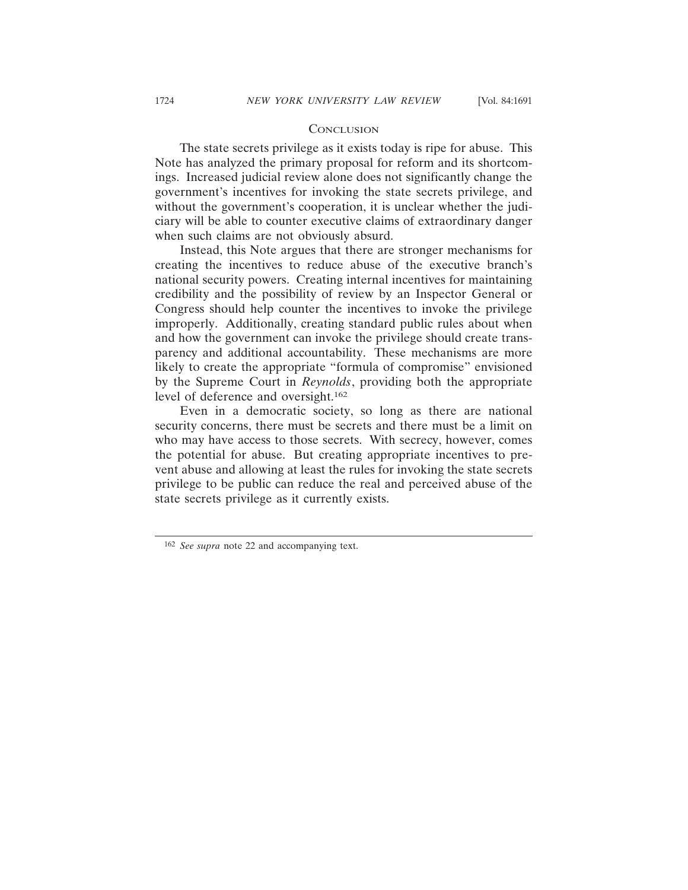## Conclusion

The state secrets privilege as it exists today is ripe for abuse. This Note has analyzed the primary proposal for reform and its shortcomings. Increased judicial review alone does not significantly change the government's incentives for invoking the state secrets privilege, and without the government's cooperation, it is unclear whether the judiciary will be able to counter executive claims of extraordinary danger when such claims are not obviously absurd.

Instead, this Note argues that there are stronger mechanisms for creating the incentives to reduce abuse of the executive branch's national security powers. Creating internal incentives for maintaining credibility and the possibility of review by an Inspector General or Congress should help counter the incentives to invoke the privilege improperly. Additionally, creating standard public rules about when and how the government can invoke the privilege should create transparency and additional accountability. These mechanisms are more likely to create the appropriate "formula of compromise" envisioned by the Supreme Court in *Reynolds*, providing both the appropriate level of deference and oversight.[162]

Even in a democratic society, so long as there are national security concerns, there must be secrets and there must be a limit on who may have access to those secrets. With secrecy, however, comes the potential for abuse. But creating appropriate incentives to prevent abuse and allowing at least the rules for invoking the state secrets privilege to be public can reduce the real and perceived abuse of the state secrets privilege as it currently exists.

---

[162] *See supra* note 22 and accompanying text.